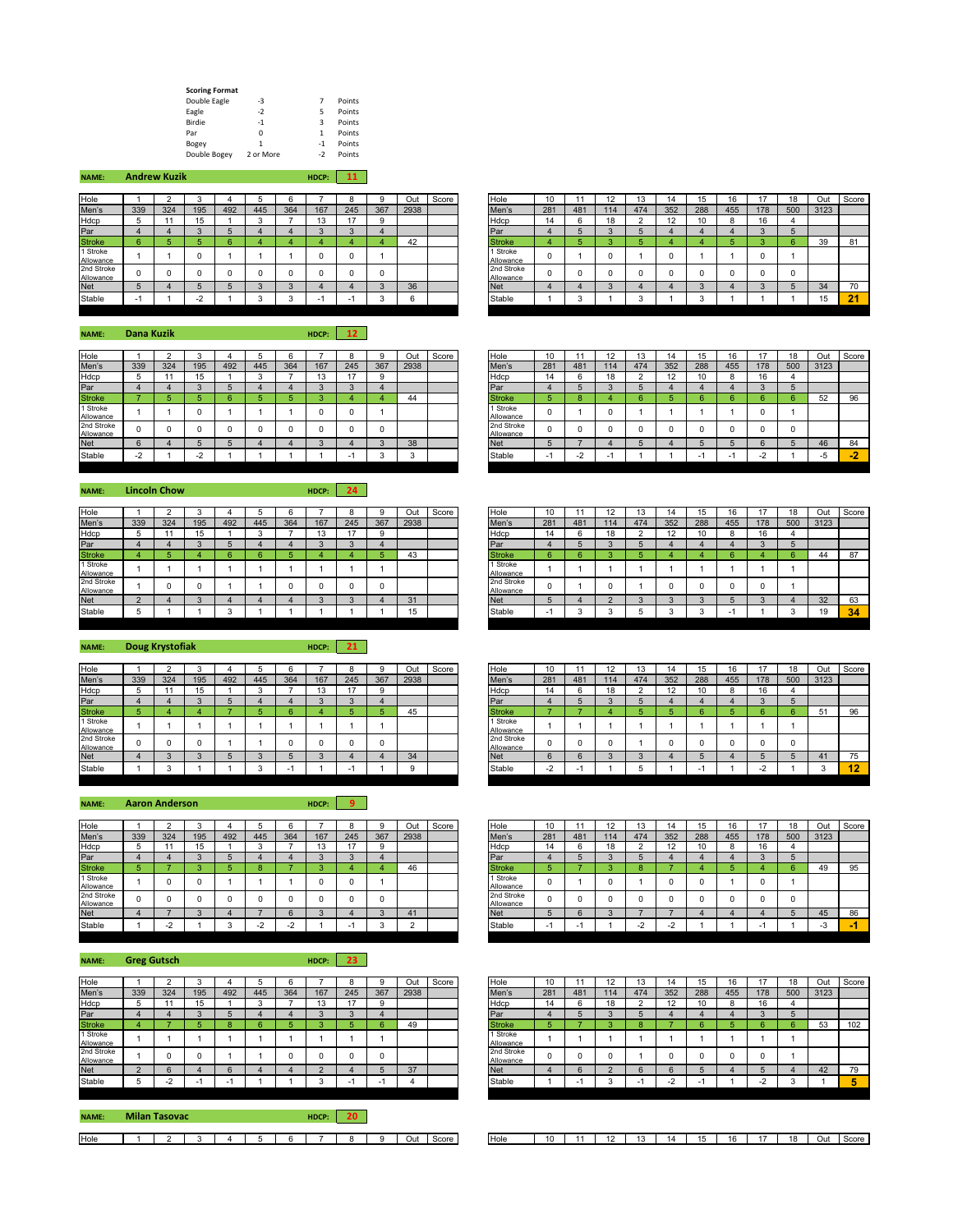**Scoring Format**

| | | | |
|---|---|---|---|
| Double Eagle | -3 | 7 | Points |
| Eagle | -2 | 5 | Points |
| Birdie | -1 | 3 | Points |
| Par | 0 | 1 | Points |
| Bogey | 1 | -1 | Points |
| Double Bogey | 2 or More | -2 | Points |

**NAME: Andrew Kuzik** HDCP: 11

| Hole | 1 | 2 | 3 | 4 | 5 | 6 | 7 | 8 | 9 | Out | Score |
|---|---|---|---|---|---|---|---|---|---|---|---|
| Men's | 339 | 324 | 195 | 492 | 445 | 364 | 167 | 245 | 367 | 2938 | |
| Hdcp | 5 | 11 | 15 | 1 | 3 | 7 | 13 | 17 | 9 | | |
| Par | 4 | 4 | 3 | 5 | 4 | 4 | 3 | 3 | 4 | | |
| Stroke | 6 | 5 | 5 | 6 | 4 | 4 | 4 | 4 | 4 | 42 | |
| 1 Stroke Allowance | 1 | 1 | 0 | 1 | 1 | 1 | 0 | 0 | 1 | | |
| 2nd Stroke Allowance | 0 | 0 | 0 | 0 | 0 | 0 | 0 | 0 | 0 | | |
| Net | 5 | 4 | 5 | 5 | 3 | 3 | 4 | 4 | 3 | 36 | |
| Stable | -1 | 1 | -2 | 1 | 3 | 3 | -1 | -1 | 3 | 6 | |

| Hole | 10 | 11 | 12 | 13 | 14 | 15 | 16 | 17 | 18 | Out | Score |
|---|---|---|---|---|---|---|---|---|---|---|---|
| Men's | 281 | 481 | 114 | 474 | 352 | 288 | 455 | 178 | 500 | 3123 | |
| Hdcp | 14 | 6 | 18 | 2 | 12 | 10 | 8 | 16 | 4 | | |
| Par | 4 | 5 | 3 | 5 | 4 | 4 | 4 | 3 | 5 | | |
| Stroke | 4 | 5 | 3 | 5 | 4 | 4 | 5 | 3 | 6 | 39 | 81 |
| 1 Stroke Allowance | 0 | 1 | 0 | 1 | 0 | 1 | 1 | 0 | 1 | | |
| 2nd Stroke Allowance | 0 | 0 | 0 | 0 | 0 | 0 | 0 | 0 | 0 | | |
| Net | 4 | 4 | 3 | 4 | 4 | 3 | 4 | 3 | 5 | 34 | 70 |
| Stable | 1 | 3 | 1 | 3 | 1 | 3 | 1 | 1 | 1 | 15 | 21 |

**NAME: Dana Kuzik** HDCP: 12

| Hole | 1 | 2 | 3 | 4 | 5 | 6 | 7 | 8 | 9 | Out | Score |
|---|---|---|---|---|---|---|---|---|---|---|---|
| Men's | 339 | 324 | 195 | 492 | 445 | 364 | 167 | 245 | 367 | 2938 | |
| Hdcp | 5 | 11 | 15 | 1 | 3 | 7 | 13 | 17 | 9 | | |
| Par | 4 | 4 | 3 | 5 | 4 | 4 | 3 | 3 | 4 | | |
| Stroke | 7 | 5 | 5 | 6 | 5 | 5 | 3 | 4 | 4 | 44 | |
| 1 Stroke Allowance | 1 | 1 | 0 | 1 | 1 | 1 | 0 | 0 | 1 | | |
| 2nd Stroke Allowance | 0 | 0 | 0 | 0 | 0 | 0 | 0 | 0 | 0 | | |
| Net | 6 | 4 | 5 | 5 | 4 | 4 | 3 | 4 | 3 | 38 | |
| Stable | -2 | 1 | -2 | 1 | 1 | 1 | 1 | -1 | 3 | 3 | |

| Hole | 10 | 11 | 12 | 13 | 14 | 15 | 16 | 17 | 18 | Out | Score |
|---|---|---|---|---|---|---|---|---|---|---|---|
| Men's | 281 | 481 | 114 | 474 | 352 | 288 | 455 | 178 | 500 | 3123 | |
| Hdcp | 14 | 6 | 18 | 2 | 12 | 10 | 8 | 16 | 4 | | |
| Par | 4 | 5 | 3 | 5 | 4 | 4 | 4 | 3 | 5 | | |
| Stroke | 5 | 8 | 4 | 6 | 5 | 6 | 6 | 6 | 6 | 52 | 96 |
| 1 Stroke Allowance | 0 | 1 | 0 | 1 | 1 | 1 | 1 | 0 | 1 | | |
| 2nd Stroke Allowance | 0 | 0 | 0 | 0 | 0 | 0 | 0 | 0 | 0 | | |
| Net | 5 | 7 | 4 | 5 | 4 | 5 | 5 | 6 | 5 | 46 | 84 |
| Stable | -1 | -2 | -1 | 1 | 1 | -1 | -1 | -2 | 1 | -5 | -2 |

**NAME: Lincoln Chow** HDCP: 24

| Hole | 1 | 2 | 3 | 4 | 5 | 6 | 7 | 8 | 9 | Out | Score |
|---|---|---|---|---|---|---|---|---|---|---|---|
| Men's | 339 | 324 | 195 | 492 | 445 | 364 | 167 | 245 | 367 | 2938 | |
| Hdcp | 5 | 11 | 15 | 1 | 3 | 7 | 13 | 17 | 9 | | |
| Par | 4 | 4 | 3 | 5 | 4 | 4 | 3 | 3 | 4 | | |
| Stroke | 4 | 5 | 4 | 6 | 6 | 5 | 4 | 4 | 5 | 43 | |
| 1 Stroke Allowance | 1 | 1 | 1 | 1 | 1 | 1 | 1 | 1 | 1 | | |
| 2nd Stroke Allowance | 1 | 0 | 0 | 1 | 1 | 0 | 0 | 0 | 0 | | |
| Net | 2 | 4 | 3 | 4 | 4 | 4 | 3 | 3 | 4 | 31 | |
| Stable | 5 | 1 | 1 | 3 | 1 | 1 | 1 | 1 | 1 | 15 | |

| Hole | 10 | 11 | 12 | 13 | 14 | 15 | 16 | 17 | 18 | Out | Score |
|---|---|---|---|---|---|---|---|---|---|---|---|
| Men's | 281 | 481 | 114 | 474 | 352 | 288 | 455 | 178 | 500 | 3123 | |
| Hdcp | 14 | 6 | 18 | 2 | 12 | 10 | 8 | 16 | 4 | | |
| Par | 4 | 5 | 3 | 5 | 4 | 4 | 4 | 3 | 5 | | |
| Stroke | 6 | 6 | 3 | 5 | 4 | 4 | 6 | 4 | 6 | 44 | 87 |
| 1 Stroke Allowance | 1 | 1 | 1 | 1 | 1 | 1 | 1 | 1 | 1 | | |
| 2nd Stroke Allowance | 0 | 1 | 0 | 1 | 0 | 0 | 0 | 0 | 1 | | |
| Net | 5 | 4 | 2 | 3 | 3 | 3 | 5 | 3 | 4 | 32 | 63 |
| Stable | -1 | 3 | 3 | 5 | 3 | 3 | -1 | 1 | 3 | 19 | 34 |

**NAME: Doug Krystofiak** HDCP: 21

| Hole | 1 | 2 | 3 | 4 | 5 | 6 | 7 | 8 | 9 | Out | Score |
|---|---|---|---|---|---|---|---|---|---|---|---|
| Men's | 339 | 324 | 195 | 492 | 445 | 364 | 167 | 245 | 367 | 2938 | |
| Hdcp | 5 | 11 | 15 | 1 | 3 | 7 | 13 | 17 | 9 | | |
| Par | 4 | 4 | 3 | 5 | 4 | 4 | 3 | 3 | 4 | | |
| Stroke | 5 | 4 | 4 | 7 | 5 | 6 | 4 | 5 | 5 | 45 | |
| 1 Stroke Allowance | 1 | 1 | 1 | 1 | 1 | 1 | 1 | 1 | 1 | | |
| 2nd Stroke Allowance | 0 | 0 | 0 | 1 | 1 | 0 | 0 | 0 | 0 | | |
| Net | 4 | 3 | 3 | 5 | 3 | 5 | 3 | 4 | 4 | 34 | |
| Stable | 1 | 3 | 1 | 1 | 3 | -1 | 1 | -1 | 1 | 9 | |

| Hole | 10 | 11 | 12 | 13 | 14 | 15 | 16 | 17 | 18 | Out | Score |
|---|---|---|---|---|---|---|---|---|---|---|---|
| Men's | 281 | 481 | 114 | 474 | 352 | 288 | 455 | 178 | 500 | 3123 | |
| Hdcp | 14 | 6 | 18 | 2 | 12 | 10 | 8 | 16 | 4 | | |
| Par | 4 | 5 | 3 | 5 | 4 | 4 | 4 | 3 | 5 | | |
| Stroke | 7 | 7 | 4 | 5 | 5 | 6 | 5 | 6 | 6 | 51 | 96 |
| 1 Stroke Allowance | 1 | 1 | 1 | 1 | 1 | 1 | 1 | 1 | 1 | | |
| 2nd Stroke Allowance | 0 | 0 | 0 | 1 | 0 | 0 | 0 | 0 | 0 | | |
| Net | 6 | 6 | 3 | 3 | 4 | 5 | 4 | 5 | 5 | 41 | 75 |
| Stable | -2 | -1 | 1 | 5 | 1 | -1 | 1 | -2 | 1 | 3 | 12 |

**NAME: Aaron Anderson** HDCP: 9

| Hole | 1 | 2 | 3 | 4 | 5 | 6 | 7 | 8 | 9 | Out | Score |
|---|---|---|---|---|---|---|---|---|---|---|---|
| Men's | 339 | 324 | 195 | 492 | 445 | 364 | 167 | 245 | 367 | 2938 | |
| Hdcp | 5 | 11 | 15 | 1 | 3 | 7 | 13 | 17 | 9 | | |
| Par | 4 | 4 | 3 | 5 | 4 | 4 | 3 | 3 | 4 | | |
| Stroke | 5 | 7 | 3 | 5 | 8 | 7 | 3 | 4 | 4 | 46 | |
| 1 Stroke Allowance | 1 | 0 | 0 | 1 | 1 | 1 | 0 | 0 | 1 | | |
| 2nd Stroke Allowance | 0 | 0 | 0 | 0 | 0 | 0 | 0 | 0 | 0 | | |
| Net | 4 | 7 | 3 | 4 | 7 | 6 | 3 | 4 | 3 | 41 | |
| Stable | 1 | -2 | 1 | 3 | -2 | -2 | 1 | -1 | 3 | 2 | |

| Hole | 10 | 11 | 12 | 13 | 14 | 15 | 16 | 17 | 18 | Out | Score |
|---|---|---|---|---|---|---|---|---|---|---|---|
| Men's | 281 | 481 | 114 | 474 | 352 | 288 | 455 | 178 | 500 | 3123 | |
| Hdcp | 14 | 6 | 18 | 2 | 12 | 10 | 8 | 16 | 4 | | |
| Par | 4 | 5 | 3 | 5 | 4 | 4 | 4 | 3 | 5 | | |
| Stroke | 5 | 7 | 3 | 8 | 7 | 4 | 5 | 4 | 6 | 49 | 95 |
| 1 Stroke Allowance | 0 | 1 | 0 | 1 | 0 | 0 | 1 | 0 | 1 | | |
| 2nd Stroke Allowance | 0 | 0 | 0 | 0 | 0 | 0 | 0 | 0 | 0 | | |
| Net | 5 | 6 | 3 | 7 | 7 | 4 | 4 | 4 | 5 | 45 | 86 |
| Stable | -1 | -1 | 1 | -2 | -2 | 1 | 1 | -1 | 1 | -3 | -1 |

**NAME: Greg Gutsch** HDCP: 23

| Hole | 1 | 2 | 3 | 4 | 5 | 6 | 7 | 8 | 9 | Out | Score |
|---|---|---|---|---|---|---|---|---|---|---|---|
| Men's | 339 | 324 | 195 | 492 | 445 | 364 | 167 | 245 | 367 | 2938 | |
| Hdcp | 5 | 11 | 15 | 1 | 3 | 7 | 13 | 17 | 9 | | |
| Par | 4 | 4 | 3 | 5 | 4 | 4 | 3 | 3 | 4 | | |
| Stroke | 4 | 7 | 5 | 8 | 6 | 5 | 3 | 5 | 6 | 49 | |
| 1 Stroke Allowance | 1 | 1 | 1 | 1 | 1 | 1 | 1 | 1 | 1 | | |
| 2nd Stroke Allowance | 1 | 0 | 0 | 1 | 1 | 0 | 0 | 0 | 0 | | |
| Net | 2 | 6 | 4 | 6 | 4 | 4 | 2 | 4 | 5 | 37 | |
| Stable | 5 | -2 | -1 | -1 | 1 | 1 | 3 | -1 | -1 | 4 | |

| Hole | 10 | 11 | 12 | 13 | 14 | 15 | 16 | 17 | 18 | Out | Score |
|---|---|---|---|---|---|---|---|---|---|---|---|
| Men's | 281 | 481 | 114 | 474 | 352 | 288 | 455 | 178 | 500 | 3123 | |
| Hdcp | 14 | 6 | 18 | 2 | 12 | 10 | 8 | 16 | 4 | | |
| Par | 4 | 5 | 3 | 5 | 4 | 4 | 4 | 3 | 5 | | |
| Stroke | 5 | 7 | 3 | 8 | 7 | 6 | 5 | 6 | 6 | 53 | 102 |
| 1 Stroke Allowance | 1 | 1 | 1 | 1 | 1 | 1 | 1 | 1 | 1 | | |
| 2nd Stroke Allowance | 0 | 0 | 0 | 1 | 0 | 0 | 0 | 0 | 1 | | |
| Net | 4 | 6 | 2 | 6 | 6 | 5 | 4 | 5 | 4 | 42 | 79 |
| Stable | 1 | -1 | 3 | -1 | -2 | -1 | 1 | -2 | 3 | 1 | 5 |

**NAME: Milan Tasovac** HDCP: 20

| Hole | 1 | 2 | 3 | 4 | 5 | 6 | 7 | 8 | 9 | Out | Score |
|---|---|---|---|---|---|---|---|---|---|---|---|

| Hole | 10 | 11 | 12 | 13 | 14 | 15 | 16 | 17 | 18 | Out | Score |
|---|---|---|---|---|---|---|---|---|---|---|---|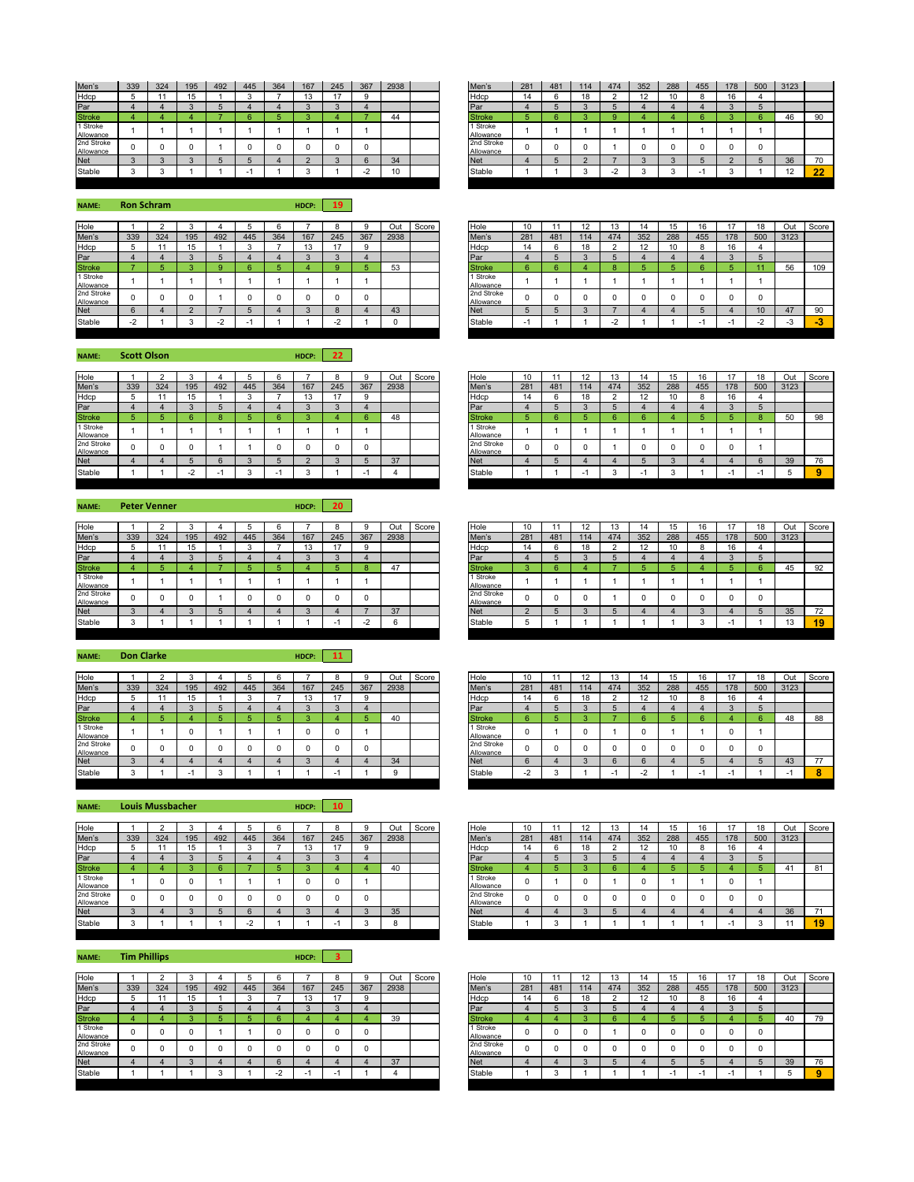| Men's | 339 | 324 | 195 | 492 | 445 | 364 | 167 | 245 | 367 | 2938 | |
|---|---|---|---|---|---|---|---|---|---|---|---|
| Hdcp | 5 | 11 | 15 | 1 | 3 | 7 | 13 | 17 | 9 | | |
| Par | 4 | 4 | 3 | 5 | 4 | 4 | 3 | 3 | 4 | | |
| Stroke | 4 | 4 | 4 | 7 | 6 | 5 | 3 | 4 | 7 | 44 | |
| 1 Stroke Allowance | 1 | 1 | 1 | 1 | 1 | 1 | 1 | 1 | 1 | | |
| 2nd Stroke Allowance | 0 | 0 | 0 | 1 | 0 | 0 | 0 | 0 | 0 | | |
| Net | 3 | 3 | 3 | 5 | 5 | 4 | 2 | 3 | 6 | 34 | |
| Stable | 3 | 3 | 1 | 1 | -1 | 1 | 3 | 1 | -2 | 10 | |

| Men's | 281 | 481 | 114 | 474 | 352 | 288 | 455 | 178 | 500 | 3123 | |
|---|---|---|---|---|---|---|---|---|---|---|---|
| Hdcp | 14 | 6 | 18 | 2 | 12 | 10 | 8 | 16 | 4 | | |
| Par | 4 | 5 | 3 | 5 | 4 | 4 | 4 | 3 | 5 | | |
| Stroke | 5 | 6 | 3 | 9 | 4 | 4 | 6 | 3 | 6 | 46 | 90 |
| 1 Stroke Allowance | 1 | 1 | 1 | 1 | 1 | 1 | 1 | 1 | 1 | | |
| 2nd Stroke Allowance | 0 | 0 | 0 | 1 | 0 | 0 | 0 | 0 | 0 | | |
| Net | 4 | 5 | 2 | 7 | 3 | 3 | 5 | 2 | 5 | 36 | 70 |
| Stable | 1 | 1 | 3 | -2 | 3 | 3 | -1 | 3 | 1 | 12 | **22** |

**NAME:** Ron Schram **HDCP:** 19

| Hole | 1 | 2 | 3 | 4 | 5 | 6 | 7 | 8 | 9 | Out | Score |
|---|---|---|---|---|---|---|---|---|---|---|---|
| Men's | 339 | 324 | 195 | 492 | 445 | 364 | 167 | 245 | 367 | 2938 | |
| Hdcp | 5 | 11 | 15 | 1 | 3 | 7 | 13 | 17 | 9 | | |
| Par | 4 | 4 | 3 | 5 | 4 | 4 | 3 | 3 | 4 | | |
| Stroke | 7 | 5 | 3 | 9 | 6 | 5 | 4 | 9 | 5 | 53 | |
| 1 Stroke Allowance | 1 | 1 | 1 | 1 | 1 | 1 | 1 | 1 | 1 | | |
| 2nd Stroke Allowance | 0 | 0 | 0 | 1 | 0 | 0 | 0 | 0 | 0 | | |
| Net | 6 | 4 | 2 | 7 | 5 | 4 | 3 | 8 | 4 | 43 | |
| Stable | -2 | 1 | 3 | -2 | -1 | 1 | 1 | -2 | 1 | 0 | |

| Hole | 10 | 11 | 12 | 13 | 14 | 15 | 16 | 17 | 18 | Out | Score |
|---|---|---|---|---|---|---|---|---|---|---|---|
| Men's | 281 | 481 | 114 | 474 | 352 | 288 | 455 | 178 | 500 | 3123 | |
| Hdcp | 14 | 6 | 18 | 2 | 12 | 10 | 8 | 16 | 4 | | |
| Par | 4 | 5 | 3 | 5 | 4 | 4 | 4 | 3 | 5 | | |
| Stroke | 6 | 6 | 4 | 8 | 5 | 5 | 6 | 5 | 11 | 56 | 109 |
| 1 Stroke Allowance | 1 | 1 | 1 | 1 | 1 | 1 | 1 | 1 | 1 | | |
| 2nd Stroke Allowance | 0 | 0 | 0 | 0 | 0 | 0 | 0 | 0 | 0 | | |
| Net | 5 | 5 | 3 | 7 | 4 | 4 | 5 | 4 | 10 | 47 | 90 |
| Stable | -1 | 1 | 1 | -2 | 1 | 1 | -1 | -1 | -2 | -3 | **-3** |

**NAME:** Scott Olson **HDCP:** 22

| Hole | 1 | 2 | 3 | 4 | 5 | 6 | 7 | 8 | 9 | Out | Score |
|---|---|---|---|---|---|---|---|---|---|---|---|
| Men's | 339 | 324 | 195 | 492 | 445 | 364 | 167 | 245 | 367 | 2938 | |
| Hdcp | 5 | 11 | 15 | 1 | 3 | 7 | 13 | 17 | 9 | | |
| Par | 4 | 4 | 3 | 5 | 4 | 4 | 3 | 3 | 4 | | |
| Stroke | 5 | 5 | 6 | 8 | 5 | 6 | 3 | 4 | 6 | 48 | |
| 1 Stroke Allowance | 1 | 1 | 1 | 1 | 1 | 1 | 1 | 1 | 1 | | |
| 2nd Stroke Allowance | 0 | 0 | 0 | 1 | 1 | 0 | 0 | 0 | 0 | | |
| Net | 4 | 4 | 5 | 6 | 3 | 5 | 2 | 3 | 5 | 37 | |
| Stable | 1 | 1 | -2 | -1 | 3 | -1 | 3 | 1 | -1 | 4 | |

| Hole | 10 | 11 | 12 | 13 | 14 | 15 | 16 | 17 | 18 | Out | Score |
|---|---|---|---|---|---|---|---|---|---|---|---|
| Men's | 281 | 481 | 114 | 474 | 352 | 288 | 455 | 178 | 500 | 3123 | |
| Hdcp | 14 | 6 | 18 | 2 | 12 | 10 | 8 | 16 | 4 | | |
| Par | 4 | 5 | 3 | 5 | 4 | 4 | 4 | 3 | 5 | | |
| Stroke | 5 | 6 | 5 | 6 | 6 | 4 | 5 | 5 | 8 | 50 | 98 |
| 1 Stroke Allowance | 1 | 1 | 1 | 1 | 1 | 1 | 1 | 1 | 1 | | |
| 2nd Stroke Allowance | 0 | 0 | 0 | 1 | 0 | 0 | 0 | 0 | 1 | | |
| Net | 4 | 5 | 4 | 4 | 5 | 3 | 4 | 4 | 6 | 39 | 76 |
| Stable | 1 | 1 | -1 | 3 | -1 | 3 | 1 | -1 | -1 | 5 | **9** |

**NAME:** Peter Venner **HDCP:** 20

| Hole | 1 | 2 | 3 | 4 | 5 | 6 | 7 | 8 | 9 | Out | Score |
|---|---|---|---|---|---|---|---|---|---|---|---|
| Men's | 339 | 324 | 195 | 492 | 445 | 364 | 167 | 245 | 367 | 2938 | |
| Hdcp | 5 | 11 | 15 | 1 | 3 | 7 | 13 | 17 | 9 | | |
| Par | 4 | 4 | 3 | 5 | 4 | 4 | 3 | 3 | 4 | | |
| Stroke | 4 | 5 | 4 | 7 | 5 | 5 | 4 | 5 | 8 | 47 | |
| 1 Stroke Allowance | 1 | 1 | 1 | 1 | 1 | 1 | 1 | 1 | 1 | | |
| 2nd Stroke Allowance | 0 | 0 | 0 | 1 | 0 | 0 | 0 | 0 | 0 | | |
| Net | 3 | 4 | 3 | 5 | 4 | 4 | 3 | 4 | 7 | 37 | |
| Stable | 3 | 1 | 1 | 1 | 1 | 1 | 1 | -1 | -2 | 6 | |

| Hole | 10 | 11 | 12 | 13 | 14 | 15 | 16 | 17 | 18 | Out | Score |
|---|---|---|---|---|---|---|---|---|---|---|---|
| Men's | 281 | 481 | 114 | 474 | 352 | 288 | 455 | 178 | 500 | 3123 | |
| Hdcp | 14 | 6 | 18 | 2 | 12 | 10 | 8 | 16 | 4 | | |
| Par | 4 | 5 | 3 | 5 | 4 | 4 | 4 | 3 | 5 | | |
| Stroke | 3 | 6 | 4 | 7 | 5 | 5 | 4 | 5 | 6 | 45 | 92 |
| 1 Stroke Allowance | 1 | 1 | 1 | 1 | 1 | 1 | 1 | 1 | 1 | | |
| 2nd Stroke Allowance | 0 | 0 | 0 | 1 | 0 | 0 | 0 | 0 | 0 | | |
| Net | 2 | 5 | 3 | 5 | 4 | 4 | 3 | 4 | 5 | 35 | 72 |
| Stable | 5 | 1 | 1 | 1 | 1 | 1 | 3 | -1 | 1 | 13 | **19** |

**NAME:** Don Clarke **HDCP:** 11

| Hole | 1 | 2 | 3 | 4 | 5 | 6 | 7 | 8 | 9 | Out | Score |
|---|---|---|---|---|---|---|---|---|---|---|---|
| Men's | 339 | 324 | 195 | 492 | 445 | 364 | 167 | 245 | 367 | 2938 | |
| Hdcp | 5 | 11 | 15 | 1 | 3 | 7 | 13 | 17 | 9 | | |
| Par | 4 | 4 | 3 | 5 | 4 | 4 | 3 | 3 | 4 | | |
| Stroke | 4 | 5 | 4 | 5 | 5 | 5 | 3 | 4 | 5 | 40 | |
| 1 Stroke Allowance | 1 | 1 | 0 | 1 | 1 | 1 | 0 | 0 | 1 | | |
| 2nd Stroke Allowance | 0 | 0 | 0 | 0 | 0 | 0 | 0 | 0 | 0 | | |
| Net | 3 | 4 | 4 | 4 | 4 | 4 | 3 | 4 | 4 | 34 | |
| Stable | 3 | 1 | -1 | 3 | 1 | 1 | 1 | -1 | 1 | 9 | |

| Hole | 10 | 11 | 12 | 13 | 14 | 15 | 16 | 17 | 18 | Out | Score |
|---|---|---|---|---|---|---|---|---|---|---|---|
| Men's | 281 | 481 | 114 | 474 | 352 | 288 | 455 | 178 | 500 | 3123 | |
| Hdcp | 14 | 6 | 18 | 2 | 12 | 10 | 8 | 16 | 4 | | |
| Par | 4 | 5 | 3 | 5 | 4 | 4 | 4 | 3 | 5 | | |
| Stroke | 6 | 5 | 3 | 7 | 6 | 5 | 6 | 4 | 6 | 48 | 88 |
| 1 Stroke Allowance | 0 | 1 | 0 | 1 | 0 | 1 | 1 | 0 | 1 | | |
| 2nd Stroke Allowance | 0 | 0 | 0 | 0 | 0 | 0 | 0 | 0 | 0 | | |
| Net | 6 | 4 | 3 | 6 | 6 | 4 | 5 | 4 | 5 | 43 | 77 |
| Stable | -2 | 3 | 1 | -1 | -2 | 1 | -1 | -1 | 1 | -1 | **8** |

**NAME:** Louis Mussbacher **HDCP:** 10

| Hole | 1 | 2 | 3 | 4 | 5 | 6 | 7 | 8 | 9 | Out | Score |
|---|---|---|---|---|---|---|---|---|---|---|---|
| Men's | 339 | 324 | 195 | 492 | 445 | 364 | 167 | 245 | 367 | 2938 | |
| Hdcp | 5 | 11 | 15 | 1 | 3 | 7 | 13 | 17 | 9 | | |
| Par | 4 | 4 | 3 | 5 | 4 | 4 | 3 | 3 | 4 | | |
| Stroke | 4 | 4 | 3 | 6 | 7 | 5 | 3 | 4 | 4 | 40 | |
| 1 Stroke Allowance | 1 | 0 | 0 | 1 | 1 | 1 | 0 | 0 | 1 | | |
| 2nd Stroke Allowance | 0 | 0 | 0 | 0 | 0 | 0 | 0 | 0 | 0 | | |
| Net | 3 | 4 | 3 | 5 | 6 | 4 | 3 | 4 | 3 | 35 | |
| Stable | 3 | 1 | 1 | 1 | -2 | 1 | 1 | -1 | 3 | 8 | |

| Hole | 10 | 11 | 12 | 13 | 14 | 15 | 16 | 17 | 18 | Out | Score |
|---|---|---|---|---|---|---|---|---|---|---|---|
| Men's | 281 | 481 | 114 | 474 | 352 | 288 | 455 | 178 | 500 | 3123 | |
| Hdcp | 14 | 6 | 18 | 2 | 12 | 10 | 8 | 16 | 4 | | |
| Par | 4 | 5 | 3 | 5 | 4 | 4 | 4 | 3 | 5 | | |
| Stroke | 4 | 5 | 3 | 6 | 4 | 5 | 5 | 4 | 5 | 41 | 81 |
| 1 Stroke Allowance | 0 | 1 | 0 | 1 | 0 | 1 | 1 | 0 | 1 | | |
| 2nd Stroke Allowance | 0 | 0 | 0 | 0 | 0 | 0 | 0 | 0 | 0 | | |
| Net | 4 | 4 | 3 | 5 | 4 | 4 | 4 | 4 | 4 | 36 | 71 |
| Stable | 1 | 3 | 1 | 1 | 1 | 1 | 1 | -1 | 3 | 11 | **19** |

**NAME:** Tim Phillips **HDCP:** 3

| Hole | 1 | 2 | 3 | 4 | 5 | 6 | 7 | 8 | 9 | Out | Score |
|---|---|---|---|---|---|---|---|---|---|---|---|
| Men's | 339 | 324 | 195 | 492 | 445 | 364 | 167 | 245 | 367 | 2938 | |
| Hdcp | 5 | 11 | 15 | 1 | 3 | 7 | 13 | 17 | 9 | | |
| Par | 4 | 4 | 3 | 5 | 4 | 4 | 3 | 3 | 4 | | |
| Stroke | 4 | 4 | 3 | 5 | 5 | 6 | 4 | 4 | 4 | 39 | |
| 1 Stroke Allowance | 0 | 0 | 0 | 1 | 1 | 0 | 0 | 0 | 0 | | |
| 2nd Stroke Allowance | 0 | 0 | 0 | 0 | 0 | 0 | 0 | 0 | 0 | | |
| Net | 4 | 4 | 3 | 4 | 4 | 6 | 4 | 4 | 4 | 37 | |
| Stable | 1 | 1 | 1 | 3 | 1 | -2 | -1 | -1 | 1 | 4 | |

| Hole | 10 | 11 | 12 | 13 | 14 | 15 | 16 | 17 | 18 | Out | Score |
|---|---|---|---|---|---|---|---|---|---|---|---|
| Men's | 281 | 481 | 114 | 474 | 352 | 288 | 455 | 178 | 500 | 3123 | |
| Hdcp | 14 | 6 | 18 | 2 | 12 | 10 | 8 | 16 | 4 | | |
| Par | 4 | 5 | 3 | 5 | 4 | 4 | 4 | 3 | 5 | | |
| Stroke | 4 | 4 | 3 | 6 | 4 | 5 | 5 | 4 | 5 | 40 | 79 |
| 1 Stroke Allowance | 0 | 0 | 0 | 1 | 0 | 0 | 0 | 0 | 0 | | |
| 2nd Stroke Allowance | 0 | 0 | 0 | 0 | 0 | 0 | 0 | 0 | 0 | | |
| Net | 4 | 4 | 3 | 5 | 4 | 5 | 5 | 4 | 5 | 39 | 76 |
| Stable | 1 | 3 | 1 | 1 | 1 | -1 | -1 | -1 | 1 | 5 | **9** |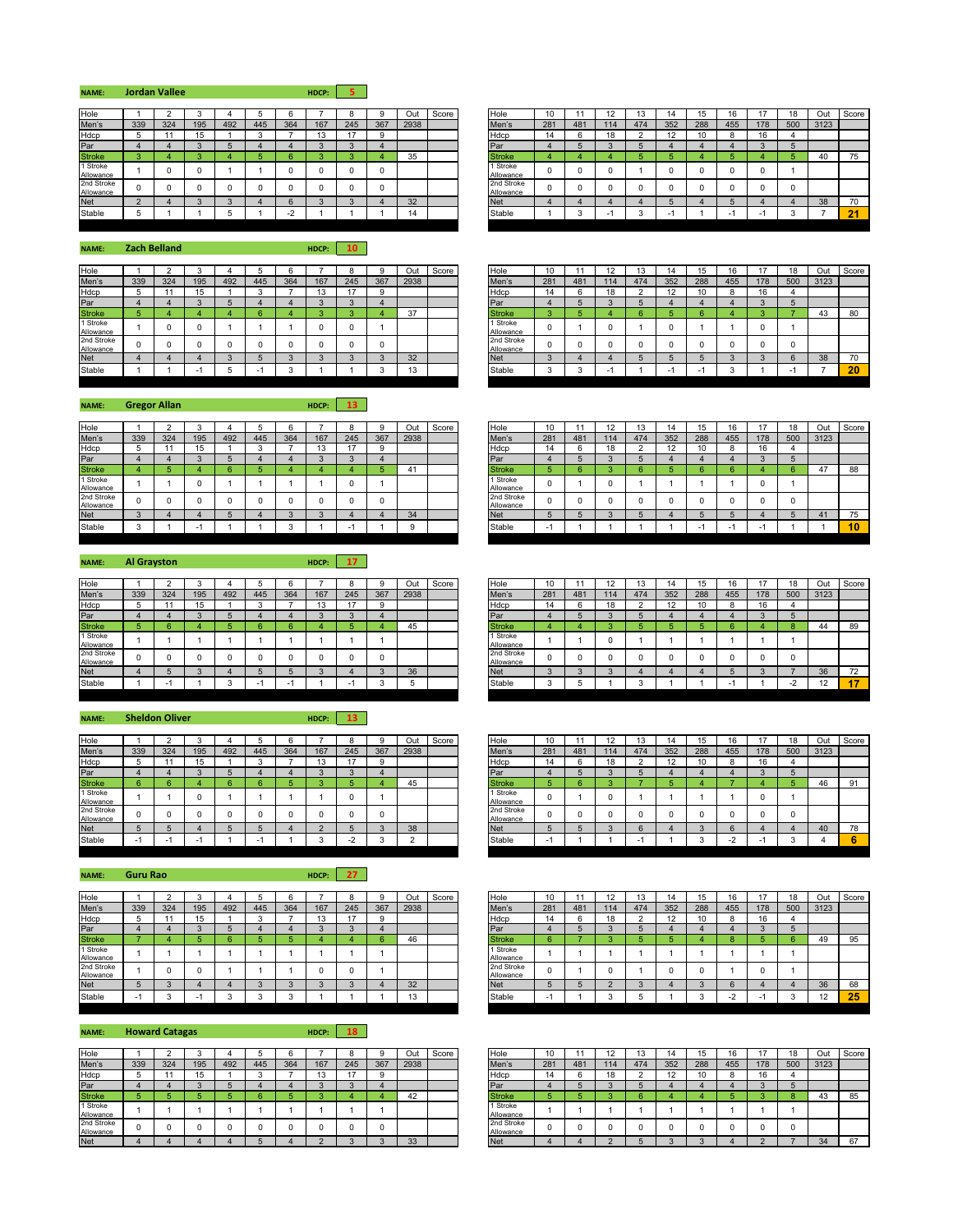**NAME:** Jordan Vallee **HDCP:** 5

| Hole | 1 | 2 | 3 | 4 | 5 | 6 | 7 | 8 | 9 | Out | Score |
|---|---|---|---|---|---|---|---|---|---|---|---|
| Men's | 339 | 324 | 195 | 492 | 445 | 364 | 167 | 245 | 367 | 2938 | |
| Hdcp | 5 | 11 | 15 | 1 | 3 | 7 | 13 | 17 | 9 | | |
| Par | 4 | 4 | 3 | 5 | 4 | 4 | 3 | 3 | 4 | | |
| Stroke | 3 | 4 | 3 | 4 | 5 | 6 | 3 | 3 | 4 | 35 | |
| 1 Stroke Allowance | 1 | 0 | 0 | 1 | 1 | 0 | 0 | 0 | 0 | | |
| 2nd Stroke Allowance | 0 | 0 | 0 | 0 | 0 | 0 | 0 | 0 | 0 | | |
| Net | 2 | 4 | 3 | 3 | 4 | 6 | 3 | 3 | 4 | 32 | |
| Stable | 5 | 1 | 1 | 5 | 1 | -2 | 1 | 1 | 1 | 14 | |

| Hole | 10 | 11 | 12 | 13 | 14 | 15 | 16 | 17 | 18 | Out | Score |
|---|---|---|---|---|---|---|---|---|---|---|---|
| Men's | 281 | 481 | 114 | 474 | 352 | 288 | 455 | 178 | 500 | 3123 | |
| Hdcp | 14 | 6 | 18 | 2 | 12 | 10 | 8 | 16 | 4 | | |
| Par | 4 | 5 | 3 | 5 | 4 | 4 | 4 | 3 | 5 | | |
| Stroke | 4 | 4 | 4 | 5 | 5 | 4 | 5 | 4 | 5 | 40 | 75 |
| 1 Stroke Allowance | 0 | 0 | 0 | 1 | 0 | 0 | 0 | 0 | 1 | | |
| 2nd Stroke Allowance | 0 | 0 | 0 | 0 | 0 | 0 | 0 | 0 | 0 | | |
| Net | 4 | 4 | 4 | 4 | 5 | 4 | 5 | 4 | 4 | 38 | 70 |
| Stable | 1 | 3 | -1 | 3 | -1 | 1 | -1 | -1 | 3 | 7 | 21 |

**NAME:** Zach Belland **HDCP:** 10

| Hole | 1 | 2 | 3 | 4 | 5 | 6 | 7 | 8 | 9 | Out | Score |
|---|---|---|---|---|---|---|---|---|---|---|---|
| Men's | 339 | 324 | 195 | 492 | 445 | 364 | 167 | 245 | 367 | 2938 | |
| Hdcp | 5 | 11 | 15 | 1 | 3 | 7 | 13 | 17 | 9 | | |
| Par | 4 | 4 | 3 | 5 | 4 | 4 | 3 | 3 | 4 | | |
| Stroke | 5 | 4 | 4 | 4 | 6 | 4 | 3 | 3 | 4 | 37 | |
| 1 Stroke Allowance | 1 | 0 | 0 | 1 | 1 | 1 | 0 | 0 | 1 | | |
| 2nd Stroke Allowance | 0 | 0 | 0 | 0 | 0 | 0 | 0 | 0 | 0 | | |
| Net | 4 | 4 | 4 | 3 | 5 | 3 | 3 | 3 | 3 | 32 | |
| Stable | 1 | 1 | -1 | 5 | -1 | 3 | 1 | 1 | 3 | 13 | |

| Hole | 10 | 11 | 12 | 13 | 14 | 15 | 16 | 17 | 18 | Out | Score |
|---|---|---|---|---|---|---|---|---|---|---|---|
| Men's | 281 | 481 | 114 | 474 | 352 | 288 | 455 | 178 | 500 | 3123 | |
| Hdcp | 14 | 6 | 18 | 2 | 12 | 10 | 8 | 16 | 4 | | |
| Par | 4 | 5 | 3 | 5 | 4 | 4 | 4 | 3 | 5 | | |
| Stroke | 3 | 5 | 4 | 6 | 5 | 6 | 4 | 3 | 7 | 43 | 80 |
| 1 Stroke Allowance | 0 | 1 | 0 | 1 | 0 | 1 | 1 | 0 | 1 | | |
| 2nd Stroke Allowance | 0 | 0 | 0 | 0 | 0 | 0 | 0 | 0 | 0 | | |
| Net | 3 | 4 | 4 | 5 | 5 | 5 | 3 | 3 | 6 | 38 | 70 |
| Stable | 3 | 3 | -1 | 1 | -1 | -1 | 3 | 1 | -1 | 7 | 20 |

**NAME:** Gregor Allan **HDCP:** 13

| Hole | 1 | 2 | 3 | 4 | 5 | 6 | 7 | 8 | 9 | Out | Score |
|---|---|---|---|---|---|---|---|---|---|---|---|
| Men's | 339 | 324 | 195 | 492 | 445 | 364 | 167 | 245 | 367 | 2938 | |
| Hdcp | 5 | 11 | 15 | 1 | 3 | 7 | 13 | 17 | 9 | | |
| Par | 4 | 4 | 3 | 5 | 4 | 4 | 3 | 3 | 4 | | |
| Stroke | 4 | 5 | 4 | 6 | 5 | 4 | 4 | 4 | 5 | 41 | |
| 1 Stroke Allowance | 1 | 1 | 0 | 1 | 1 | 1 | 1 | 0 | 1 | | |
| 2nd Stroke Allowance | 0 | 0 | 0 | 0 | 0 | 0 | 0 | 0 | 0 | | |
| Net | 3 | 4 | 4 | 5 | 4 | 3 | 3 | 4 | 4 | 34 | |
| Stable | 3 | 1 | -1 | 1 | 1 | 3 | 1 | -1 | 1 | 9 | |

| Hole | 10 | 11 | 12 | 13 | 14 | 15 | 16 | 17 | 18 | Out | Score |
|---|---|---|---|---|---|---|---|---|---|---|---|
| Men's | 281 | 481 | 114 | 474 | 352 | 288 | 455 | 178 | 500 | 3123 | |
| Hdcp | 14 | 6 | 18 | 2 | 12 | 10 | 8 | 16 | 4 | | |
| Par | 4 | 5 | 3 | 5 | 4 | 4 | 4 | 3 | 5 | | |
| Stroke | 5 | 6 | 3 | 6 | 5 | 6 | 6 | 4 | 6 | 47 | 88 |
| 1 Stroke Allowance | 0 | 1 | 0 | 1 | 1 | 1 | 1 | 0 | 1 | | |
| 2nd Stroke Allowance | 0 | 0 | 0 | 0 | 0 | 0 | 0 | 0 | 0 | | |
| Net | 5 | 5 | 3 | 5 | 4 | 5 | 5 | 4 | 5 | 41 | 75 |
| Stable | -1 | 1 | 1 | 1 | 1 | -1 | -1 | -1 | 1 | 1 | 10 |

**NAME:** Al Grayston **HDCP:** 17

| Hole | 1 | 2 | 3 | 4 | 5 | 6 | 7 | 8 | 9 | Out | Score |
|---|---|---|---|---|---|---|---|---|---|---|---|
| Men's | 339 | 324 | 195 | 492 | 445 | 364 | 167 | 245 | 367 | 2938 | |
| Hdcp | 5 | 11 | 15 | 1 | 3 | 7 | 13 | 17 | 9 | | |
| Par | 4 | 4 | 3 | 5 | 4 | 4 | 3 | 3 | 4 | | |
| Stroke | 5 | 6 | 4 | 5 | 6 | 6 | 4 | 5 | 4 | 45 | |
| 1 Stroke Allowance | 1 | 1 | 1 | 1 | 1 | 1 | 1 | 1 | 1 | | |
| 2nd Stroke Allowance | 0 | 0 | 0 | 0 | 0 | 0 | 0 | 0 | 0 | | |
| Net | 4 | 5 | 3 | 4 | 5 | 5 | 3 | 4 | 3 | 36 | |
| Stable | 1 | -1 | 1 | 3 | -1 | -1 | 1 | -1 | 3 | 5 | |

| Hole | 10 | 11 | 12 | 13 | 14 | 15 | 16 | 17 | 18 | Out | Score |
|---|---|---|---|---|---|---|---|---|---|---|---|
| Men's | 281 | 481 | 114 | 474 | 352 | 288 | 455 | 178 | 500 | 3123 | |
| Hdcp | 14 | 6 | 18 | 2 | 12 | 10 | 8 | 16 | 4 | | |
| Par | 4 | 5 | 3 | 5 | 4 | 4 | 4 | 3 | 5 | | |
| Stroke | 4 | 4 | 3 | 5 | 5 | 5 | 6 | 4 | 8 | 44 | 89 |
| 1 Stroke Allowance | 1 | 1 | 0 | 1 | 1 | 1 | 1 | 1 | 1 | | |
| 2nd Stroke Allowance | 0 | 0 | 0 | 0 | 0 | 0 | 0 | 0 | 0 | | |
| Net | 3 | 3 | 3 | 4 | 4 | 4 | 5 | 3 | 7 | 36 | 72 |
| Stable | 3 | 5 | 1 | 3 | 1 | 1 | -1 | 1 | -2 | 12 | 17 |

**NAME:** Sheldon Oliver **HDCP:** 13

| Hole | 1 | 2 | 3 | 4 | 5 | 6 | 7 | 8 | 9 | Out | Score |
|---|---|---|---|---|---|---|---|---|---|---|---|
| Men's | 339 | 324 | 195 | 492 | 445 | 364 | 167 | 245 | 367 | 2938 | |
| Hdcp | 5 | 11 | 15 | 1 | 3 | 7 | 13 | 17 | 9 | | |
| Par | 4 | 4 | 3 | 5 | 4 | 4 | 3 | 3 | 4 | | |
| Stroke | 6 | 6 | 4 | 6 | 6 | 5 | 3 | 5 | 4 | 45 | |
| 1 Stroke Allowance | 1 | 1 | 0 | 1 | 1 | 1 | 1 | 0 | 1 | | |
| 2nd Stroke Allowance | 0 | 0 | 0 | 0 | 0 | 0 | 0 | 0 | 0 | | |
| Net | 5 | 5 | 4 | 5 | 5 | 4 | 2 | 5 | 3 | 38 | |
| Stable | -1 | -1 | -1 | 1 | -1 | 1 | 3 | -2 | 3 | 2 | |

| Hole | 10 | 11 | 12 | 13 | 14 | 15 | 16 | 17 | 18 | Out | Score |
|---|---|---|---|---|---|---|---|---|---|---|---|
| Men's | 281 | 481 | 114 | 474 | 352 | 288 | 455 | 178 | 500 | 3123 | |
| Hdcp | 14 | 6 | 18 | 2 | 12 | 10 | 8 | 16 | 4 | | |
| Par | 4 | 5 | 3 | 5 | 4 | 4 | 4 | 3 | 5 | | |
| Stroke | 5 | 6 | 3 | 7 | 5 | 4 | 7 | 4 | 5 | 46 | 91 |
| 1 Stroke Allowance | 0 | 1 | 0 | 1 | 1 | 1 | 1 | 0 | 1 | | |
| 2nd Stroke Allowance | 0 | 0 | 0 | 0 | 0 | 0 | 0 | 0 | 0 | | |
| Net | 5 | 5 | 3 | 6 | 4 | 3 | 6 | 4 | 4 | 40 | 78 |
| Stable | -1 | 1 | 1 | -1 | 1 | 3 | -2 | -1 | 3 | 4 | 6 |

**NAME:** Guru Rao **HDCP:** 27

| Hole | 1 | 2 | 3 | 4 | 5 | 6 | 7 | 8 | 9 | Out | Score |
|---|---|---|---|---|---|---|---|---|---|---|---|
| Men's | 339 | 324 | 195 | 492 | 445 | 364 | 167 | 245 | 367 | 2938 | |
| Hdcp | 5 | 11 | 15 | 1 | 3 | 7 | 13 | 17 | 9 | | |
| Par | 4 | 4 | 3 | 5 | 4 | 4 | 3 | 3 | 4 | | |
| Stroke | 7 | 4 | 5 | 6 | 5 | 5 | 4 | 4 | 6 | 46 | |
| 1 Stroke Allowance | 1 | 1 | 1 | 1 | 1 | 1 | 1 | 1 | 1 | | |
| 2nd Stroke Allowance | 1 | 0 | 0 | 1 | 1 | 1 | 0 | 0 | 1 | | |
| Net | 5 | 3 | 4 | 4 | 3 | 3 | 3 | 3 | 4 | 32 | |
| Stable | -1 | 3 | -1 | 3 | 3 | 3 | 1 | 1 | 1 | 13 | |

| Hole | 10 | 11 | 12 | 13 | 14 | 15 | 16 | 17 | 18 | Out | Score |
|---|---|---|---|---|---|---|---|---|---|---|---|
| Men's | 281 | 481 | 114 | 474 | 352 | 288 | 455 | 178 | 500 | 3123 | |
| Hdcp | 14 | 6 | 18 | 2 | 12 | 10 | 8 | 16 | 4 | | |
| Par | 4 | 5 | 3 | 5 | 4 | 4 | 4 | 3 | 5 | | |
| Stroke | 6 | 7 | 3 | 5 | 5 | 4 | 8 | 5 | 6 | 49 | 95 |
| 1 Stroke Allowance | 1 | 1 | 1 | 1 | 1 | 1 | 1 | 1 | 1 | | |
| 2nd Stroke Allowance | 0 | 1 | 0 | 1 | 0 | 0 | 1 | 0 | 1 | | |
| Net | 5 | 5 | 2 | 3 | 4 | 3 | 6 | 4 | 4 | 36 | 68 |
| Stable | -1 | 1 | 3 | 5 | 1 | 3 | -2 | -1 | 3 | 12 | 25 |

**NAME:** Howard Catagas **HDCP:** 18

| Hole | 1 | 2 | 3 | 4 | 5 | 6 | 7 | 8 | 9 | Out | Score |
|---|---|---|---|---|---|---|---|---|---|---|---|
| Men's | 339 | 324 | 195 | 492 | 445 | 364 | 167 | 245 | 367 | 2938 | |
| Hdcp | 5 | 11 | 15 | 1 | 3 | 7 | 13 | 17 | 9 | | |
| Par | 4 | 4 | 3 | 5 | 4 | 4 | 3 | 3 | 4 | | |
| Stroke | 5 | 5 | 5 | 5 | 6 | 5 | 3 | 4 | 4 | 42 | |
| 1 Stroke Allowance | 1 | 1 | 1 | 1 | 1 | 1 | 1 | 1 | 1 | | |
| 2nd Stroke Allowance | 0 | 0 | 0 | 0 | 0 | 0 | 0 | 0 | 0 | | |
| Net | 4 | 4 | 4 | 4 | 5 | 4 | 2 | 3 | 3 | 33 | |

| Hole | 10 | 11 | 12 | 13 | 14 | 15 | 16 | 17 | 18 | Out | Score |
|---|---|---|---|---|---|---|---|---|---|---|---|
| Men's | 281 | 481 | 114 | 474 | 352 | 288 | 455 | 178 | 500 | 3123 | |
| Hdcp | 14 | 6 | 18 | 2 | 12 | 10 | 8 | 16 | 4 | | |
| Par | 4 | 5 | 3 | 5 | 4 | 4 | 4 | 3 | 5 | | |
| Stroke | 5 | 5 | 3 | 6 | 4 | 4 | 5 | 3 | 8 | 43 | 85 |
| 1 Stroke Allowance | 1 | 1 | 1 | 1 | 1 | 1 | 1 | 1 | 1 | | |
| 2nd Stroke Allowance | 0 | 0 | 0 | 0 | 0 | 0 | 0 | 0 | 0 | | |
| Net | 4 | 4 | 2 | 5 | 3 | 3 | 4 | 2 | 7 | 34 | 67 |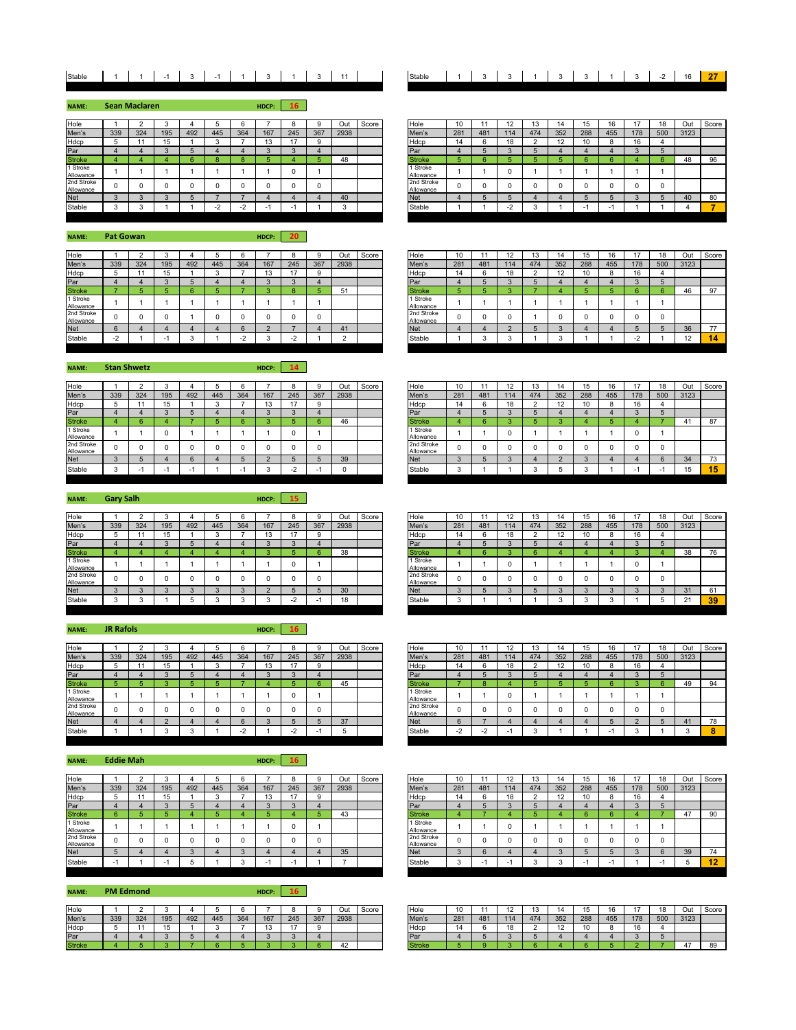| Stable | 1 | 1 | -1 | 3 | -1 | 1 | 3 | 1 | 3 | 11 | |
|---|---|---|---|---|---|---|---|---|---|---|---|

| Stable | 1 | 3 | 3 | 1 | 3 | 3 | 1 | 3 | -2 | 16 | **27** |
|---|---|---|---|---|---|---|---|---|---|---|---|

**NAME:** Sean Maclaren **HDCP:** 16

| Hole | 1 | 2 | 3 | 4 | 5 | 6 | 7 | 8 | 9 | Out | Score |
|---|---|---|---|---|---|---|---|---|---|---|---|
| Men's | 339 | 324 | 195 | 492 | 445 | 364 | 167 | 245 | 367 | 2938 | |
| Hdcp | 5 | 11 | 15 | 1 | 3 | 7 | 13 | 17 | 9 | | |
| Par | 4 | 4 | 3 | 5 | 4 | 4 | 3 | 3 | 4 | | |
| Stroke | 4 | 4 | 4 | 6 | 8 | 8 | 5 | 4 | 5 | 48 | |
| 1 Stroke Allowance | 1 | 1 | 1 | 1 | 1 | 1 | 1 | 0 | 1 | | |
| 2nd Stroke Allowance | 0 | 0 | 0 | 0 | 0 | 0 | 0 | 0 | 0 | | |
| Net | 3 | 3 | 3 | 5 | 7 | 7 | 4 | 4 | 4 | 40 | |
| Stable | 3 | 3 | 1 | 1 | -2 | -2 | -1 | -1 | 1 | 3 | |

| Hole | 10 | 11 | 12 | 13 | 14 | 15 | 16 | 17 | 18 | Out | Score |
|---|---|---|---|---|---|---|---|---|---|---|---|
| Men's | 281 | 481 | 114 | 474 | 352 | 288 | 455 | 178 | 500 | 3123 | |
| Hdcp | 14 | 6 | 18 | 2 | 12 | 10 | 8 | 16 | 4 | | |
| Par | 4 | 5 | 3 | 5 | 4 | 4 | 4 | 3 | 5 | | |
| Stroke | 5 | 6 | 5 | 5 | 5 | 6 | 6 | 4 | 6 | 48 | 96 |
| 1 Stroke Allowance | 1 | 1 | 0 | 1 | 1 | 1 | 1 | 1 | 1 | | |
| 2nd Stroke Allowance | 0 | 0 | 0 | 0 | 0 | 0 | 0 | 0 | 0 | | |
| Net | 4 | 5 | 5 | 4 | 4 | 5 | 5 | 3 | 5 | 40 | 80 |
| Stable | 1 | 1 | -2 | 3 | 1 | -1 | -1 | 1 | 1 | 4 | **7** |

**NAME:** Pat Gowan **HDCP:** 20

| Hole | 1 | 2 | 3 | 4 | 5 | 6 | 7 | 8 | 9 | Out | Score |
|---|---|---|---|---|---|---|---|---|---|---|---|
| Men's | 339 | 324 | 195 | 492 | 445 | 364 | 167 | 245 | 367 | 2938 | |
| Hdcp | 5 | 11 | 15 | 1 | 3 | 7 | 13 | 17 | 9 | | |
| Par | 4 | 4 | 3 | 5 | 4 | 4 | 3 | 3 | 4 | | |
| Stroke | 7 | 5 | 5 | 6 | 5 | 7 | 3 | 8 | 5 | 51 | |
| 1 Stroke Allowance | 1 | 1 | 1 | 1 | 1 | 1 | 1 | 1 | 1 | | |
| 2nd Stroke Allowance | 0 | 0 | 0 | 1 | 0 | 0 | 0 | 0 | 0 | | |
| Net | 6 | 4 | 4 | 4 | 4 | 6 | 2 | 7 | 4 | 41 | |
| Stable | -2 | 1 | -1 | 3 | 1 | -2 | 3 | -2 | 1 | 2 | |

| Hole | 10 | 11 | 12 | 13 | 14 | 15 | 16 | 17 | 18 | Out | Score |
|---|---|---|---|---|---|---|---|---|---|---|---|
| Men's | 281 | 481 | 114 | 474 | 352 | 288 | 455 | 178 | 500 | 3123 | |
| Hdcp | 14 | 6 | 18 | 2 | 12 | 10 | 8 | 16 | 4 | | |
| Par | 4 | 5 | 3 | 5 | 4 | 4 | 4 | 3 | 5 | | |
| Stroke | 5 | 5 | 3 | 7 | 4 | 5 | 5 | 6 | 6 | 46 | 97 |
| 1 Stroke Allowance | 1 | 1 | 1 | 1 | 1 | 1 | 1 | 1 | 1 | | |
| 2nd Stroke Allowance | 0 | 0 | 0 | 1 | 0 | 0 | 0 | 0 | 0 | | |
| Net | 4 | 4 | 2 | 5 | 3 | 4 | 4 | 5 | 5 | 36 | 77 |
| Stable | 1 | 3 | 3 | 1 | 3 | 1 | 1 | -2 | 1 | 12 | **14** |

**NAME:** Stan Shwetz **HDCP:** 14

| Hole | 1 | 2 | 3 | 4 | 5 | 6 | 7 | 8 | 9 | Out | Score |
|---|---|---|---|---|---|---|---|---|---|---|---|
| Men's | 339 | 324 | 195 | 492 | 445 | 364 | 167 | 245 | 367 | 2938 | |
| Hdcp | 5 | 11 | 15 | 1 | 3 | 7 | 13 | 17 | 9 | | |
| Par | 4 | 4 | 3 | 5 | 4 | 4 | 3 | 3 | 4 | | |
| Stroke | 4 | 6 | 4 | 7 | 5 | 6 | 3 | 5 | 6 | 46 | |
| 1 Stroke Allowance | 1 | 1 | 0 | 1 | 1 | 1 | 1 | 0 | 1 | | |
| 2nd Stroke Allowance | 0 | 0 | 0 | 0 | 0 | 0 | 0 | 0 | 0 | | |
| Net | 3 | 5 | 4 | 6 | 4 | 5 | 2 | 5 | 5 | 39 | |
| Stable | 3 | -1 | -1 | -1 | 1 | -1 | 3 | -2 | -1 | 0 | |

| Hole | 10 | 11 | 12 | 13 | 14 | 15 | 16 | 17 | 18 | Out | Score |
|---|---|---|---|---|---|---|---|---|---|---|---|
| Men's | 281 | 481 | 114 | 474 | 352 | 288 | 455 | 178 | 500 | 3123 | |
| Hdcp | 14 | 6 | 18 | 2 | 12 | 10 | 8 | 16 | 4 | | |
| Par | 4 | 5 | 3 | 5 | 4 | 4 | 4 | 3 | 5 | | |
| Stroke | 4 | 6 | 3 | 5 | 3 | 4 | 5 | 4 | 7 | 41 | 87 |
| 1 Stroke Allowance | 1 | 1 | 0 | 1 | 1 | 1 | 1 | 0 | 1 | | |
| 2nd Stroke Allowance | 0 | 0 | 0 | 0 | 0 | 0 | 0 | 0 | 0 | | |
| Net | 3 | 5 | 3 | 4 | 2 | 3 | 4 | 4 | 6 | 34 | 73 |
| Stable | 3 | 1 | 1 | 3 | 5 | 3 | 1 | -1 | -1 | 15 | **15** |

**NAME:** Gary Salh **HDCP:** 15

| Hole | 1 | 2 | 3 | 4 | 5 | 6 | 7 | 8 | 9 | Out | Score |
|---|---|---|---|---|---|---|---|---|---|---|---|
| Men's | 339 | 324 | 195 | 492 | 445 | 364 | 167 | 245 | 367 | 2938 | |
| Hdcp | 5 | 11 | 15 | 1 | 3 | 7 | 13 | 17 | 9 | | |
| Par | 4 | 4 | 3 | 5 | 4 | 4 | 3 | 3 | 4 | | |
| Stroke | 4 | 4 | 4 | 4 | 4 | 4 | 3 | 5 | 6 | 38 | |
| 1 Stroke Allowance | 1 | 1 | 1 | 1 | 1 | 1 | 1 | 0 | 1 | | |
| 2nd Stroke Allowance | 0 | 0 | 0 | 0 | 0 | 0 | 0 | 0 | 0 | | |
| Net | 3 | 3 | 3 | 3 | 3 | 3 | 2 | 5 | 5 | 30 | |
| Stable | 3 | 3 | 1 | 5 | 3 | 3 | 3 | -2 | -1 | 18 | |

| Hole | 10 | 11 | 12 | 13 | 14 | 15 | 16 | 17 | 18 | Out | Score |
|---|---|---|---|---|---|---|---|---|---|---|---|
| Men's | 281 | 481 | 114 | 474 | 352 | 288 | 455 | 178 | 500 | 3123 | |
| Hdcp | 14 | 6 | 18 | 2 | 12 | 10 | 8 | 16 | 4 | | |
| Par | 4 | 5 | 3 | 5 | 4 | 4 | 4 | 3 | 5 | | |
| Stroke | 4 | 6 | 3 | 6 | 4 | 4 | 4 | 3 | 4 | 38 | 76 |
| 1 Stroke Allowance | 1 | 1 | 0 | 1 | 1 | 1 | 1 | 0 | 1 | | |
| 2nd Stroke Allowance | 0 | 0 | 0 | 0 | 0 | 0 | 0 | 0 | 0 | | |
| Net | 3 | 5 | 3 | 5 | 3 | 3 | 3 | 3 | 3 | 31 | 61 |
| Stable | 3 | 1 | 1 | 1 | 3 | 3 | 3 | 1 | 5 | 21 | **39** |

**NAME:** JR Rafols **HDCP:** 16

| Hole | 1 | 2 | 3 | 4 | 5 | 6 | 7 | 8 | 9 | Out | Score |
|---|---|---|---|---|---|---|---|---|---|---|---|
| Men's | 339 | 324 | 195 | 492 | 445 | 364 | 167 | 245 | 367 | 2938 | |
| Hdcp | 5 | 11 | 15 | 1 | 3 | 7 | 13 | 17 | 9 | | |
| Par | 4 | 4 | 3 | 5 | 4 | 4 | 3 | 3 | 4 | | |
| Stroke | 5 | 5 | 3 | 5 | 5 | 7 | 4 | 5 | 6 | 45 | |
| 1 Stroke Allowance | 1 | 1 | 1 | 1 | 1 | 1 | 1 | 0 | 1 | | |
| 2nd Stroke Allowance | 0 | 0 | 0 | 0 | 0 | 0 | 0 | 0 | 0 | | |
| Net | 4 | 4 | 2 | 4 | 4 | 6 | 3 | 5 | 5 | 37 | |
| Stable | 1 | 1 | 3 | 3 | 1 | -2 | 1 | -2 | -1 | 5 | |

| Hole | 10 | 11 | 12 | 13 | 14 | 15 | 16 | 17 | 18 | Out | Score |
|---|---|---|---|---|---|---|---|---|---|---|---|
| Men's | 281 | 481 | 114 | 474 | 352 | 288 | 455 | 178 | 500 | 3123 | |
| Hdcp | 14 | 6 | 18 | 2 | 12 | 10 | 8 | 16 | 4 | | |
| Par | 4 | 5 | 3 | 5 | 4 | 4 | 4 | 3 | 5 | | |
| Stroke | 7 | 8 | 4 | 5 | 5 | 5 | 6 | 3 | 6 | 49 | 94 |
| 1 Stroke Allowance | 1 | 1 | 0 | 1 | 1 | 1 | 1 | 1 | 1 | | |
| 2nd Stroke Allowance | 0 | 0 | 0 | 0 | 0 | 0 | 0 | 0 | 0 | | |
| Net | 6 | 7 | 4 | 4 | 4 | 4 | 5 | 2 | 5 | 41 | 78 |
| Stable | -2 | -2 | -1 | 3 | 1 | 1 | -1 | 3 | 1 | 3 | **8** |

**NAME:** Eddie Mah **HDCP:** 16

| Hole | 1 | 2 | 3 | 4 | 5 | 6 | 7 | 8 | 9 | Out | Score |
|---|---|---|---|---|---|---|---|---|---|---|---|
| Men's | 339 | 324 | 195 | 492 | 445 | 364 | 167 | 245 | 367 | 2938 | |
| Hdcp | 5 | 11 | 15 | 1 | 3 | 7 | 13 | 17 | 9 | | |
| Par | 4 | 4 | 3 | 5 | 4 | 4 | 3 | 3 | 4 | | |
| Stroke | 6 | 5 | 5 | 4 | 5 | 4 | 5 | 4 | 5 | 43 | |
| 1 Stroke Allowance | 1 | 1 | 1 | 1 | 1 | 1 | 1 | 0 | 1 | | |
| 2nd Stroke Allowance | 0 | 0 | 0 | 0 | 0 | 0 | 0 | 0 | 0 | | |
| Net | 5 | 4 | 4 | 3 | 4 | 3 | 4 | 4 | 4 | 35 | |
| Stable | -1 | 1 | -1 | 5 | 1 | 3 | -1 | -1 | 1 | 7 | |

| Hole | 10 | 11 | 12 | 13 | 14 | 15 | 16 | 17 | 18 | Out | Score |
|---|---|---|---|---|---|---|---|---|---|---|---|
| Men's | 281 | 481 | 114 | 474 | 352 | 288 | 455 | 178 | 500 | 3123 | |
| Hdcp | 14 | 6 | 18 | 2 | 12 | 10 | 8 | 16 | 4 | | |
| Par | 4 | 5 | 3 | 5 | 4 | 4 | 4 | 3 | 5 | | |
| Stroke | 4 | 7 | 4 | 5 | 4 | 6 | 6 | 4 | 7 | 47 | 90 |
| 1 Stroke Allowance | 1 | 1 | 0 | 1 | 1 | 1 | 1 | 1 | 1 | | |
| 2nd Stroke Allowance | 0 | 0 | 0 | 0 | 0 | 0 | 0 | 0 | 0 | | |
| Net | 3 | 6 | 4 | 4 | 3 | 5 | 5 | 3 | 6 | 39 | 74 |
| Stable | 3 | -1 | -1 | 3 | 3 | -1 | -1 | 1 | -1 | 5 | **12** |

**NAME:** PM Edmond **HDCP:** 16

| Hole | 1 | 2 | 3 | 4 | 5 | 6 | 7 | 8 | 9 | Out | Score |
|---|---|---|---|---|---|---|---|---|---|---|---|
| Men's | 339 | 324 | 195 | 492 | 445 | 364 | 167 | 245 | 367 | 2938 | |
| Hdcp | 5 | 11 | 15 | 1 | 3 | 7 | 13 | 17 | 9 | | |
| Par | 4 | 4 | 3 | 5 | 4 | 4 | 3 | 3 | 4 | | |
| Stroke | 4 | 5 | 3 | 7 | 6 | 5 | 3 | 3 | 6 | 42 | |

| Hole | 10 | 11 | 12 | 13 | 14 | 15 | 16 | 17 | 18 | Out | Score |
|---|---|---|---|---|---|---|---|---|---|---|---|
| Men's | 281 | 481 | 114 | 474 | 352 | 288 | 455 | 178 | 500 | 3123 | |
| Hdcp | 14 | 6 | 18 | 2 | 12 | 10 | 8 | 16 | 4 | | |
| Par | 4 | 5 | 3 | 5 | 4 | 4 | 4 | 3 | 5 | | |
| Stroke | 5 | 9 | 3 | 6 | 4 | 6 | 5 | 2 | 7 | 47 | 89 |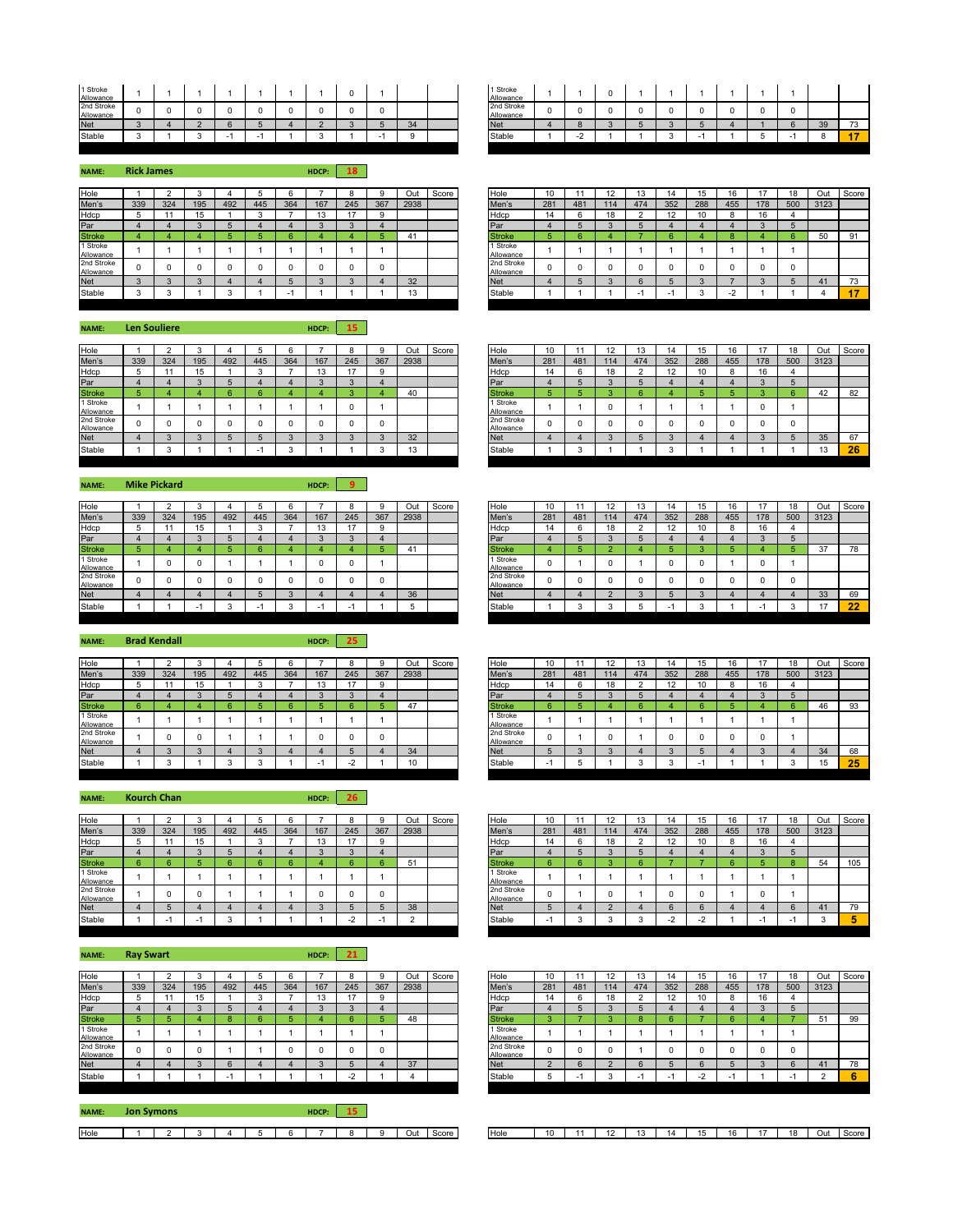| 1 Stroke Allowance | 1 | 1 | 1 | 1 | 1 | 1 | 1 | 0 | 1 | | |
|---|---|---|---|---|---|---|---|---|---|---|---|
| 2nd Stroke Allowance | 0 | 0 | 0 | 0 | 0 | 0 | 0 | 0 | 0 | | |
| Net | 3 | 4 | 2 | 6 | 5 | 4 | 2 | 3 | 5 | 34 | |
| Stable | 3 | 1 | 3 | -1 | -1 | 1 | 3 | 1 | -1 | 9 | |

| 1 Stroke Allowance | 1 | 1 | 0 | 1 | 1 | 1 | 1 | 1 | 1 | | |
|---|---|---|---|---|---|---|---|---|---|---|---|
| 2nd Stroke Allowance | 0 | 0 | 0 | 0 | 0 | 0 | 0 | 0 | 0 | | |
| Net | 4 | 8 | 3 | 5 | 3 | 5 | 4 | 1 | 6 | 39 | 73 |
| Stable | 1 | -2 | 1 | 1 | 3 | -1 | 1 | 5 | -1 | 8 | **17** |

**NAME:** Rick James **HDCP:** 18

| Hole | 1 | 2 | 3 | 4 | 5 | 6 | 7 | 8 | 9 | Out | Score |
|---|---|---|---|---|---|---|---|---|---|---|---|
| Men's | 339 | 324 | 195 | 492 | 445 | 364 | 167 | 245 | 367 | 2938 | |
| Hdcp | 5 | 11 | 15 | 1 | 3 | 7 | 13 | 17 | 9 | | |
| Par | 4 | 4 | 3 | 5 | 4 | 4 | 3 | 3 | 4 | | |
| Stroke | 4 | 4 | 4 | 5 | 5 | 6 | 4 | 4 | 5 | 41 | |
| 1 Stroke Allowance | 1 | 1 | 1 | 1 | 1 | 1 | 1 | 1 | 1 | | |
| 2nd Stroke Allowance | 0 | 0 | 0 | 0 | 0 | 0 | 0 | 0 | 0 | | |
| Net | 3 | 3 | 3 | 4 | 4 | 5 | 3 | 3 | 4 | 32 | |
| Stable | 3 | 3 | 1 | 3 | 1 | -1 | 1 | 1 | 1 | 13 | |

| Hole | 10 | 11 | 12 | 13 | 14 | 15 | 16 | 17 | 18 | Out | Score |
|---|---|---|---|---|---|---|---|---|---|---|---|
| Men's | 281 | 481 | 114 | 474 | 352 | 288 | 455 | 178 | 500 | 3123 | |
| Hdcp | 14 | 6 | 18 | 2 | 12 | 10 | 8 | 16 | 4 | | |
| Par | 4 | 5 | 3 | 5 | 4 | 4 | 4 | 3 | 5 | | |
| Stroke | 5 | 6 | 4 | 7 | 6 | 4 | 8 | 4 | 6 | 50 | 91 |
| 1 Stroke Allowance | 1 | 1 | 1 | 1 | 1 | 1 | 1 | 1 | 1 | | |
| 2nd Stroke Allowance | 0 | 0 | 0 | 0 | 0 | 0 | 0 | 0 | 0 | | |
| Net | 4 | 5 | 3 | 6 | 5 | 3 | 7 | 3 | 5 | 41 | 73 |
| Stable | 1 | 1 | 1 | -1 | -1 | 3 | -2 | 1 | 1 | 4 | **17** |

**NAME:** Len Souliere **HDCP:** 15

| Hole | 1 | 2 | 3 | 4 | 5 | 6 | 7 | 8 | 9 | Out | Score |
|---|---|---|---|---|---|---|---|---|---|---|---|
| Men's | 339 | 324 | 195 | 492 | 445 | 364 | 167 | 245 | 367 | 2938 | |
| Hdcp | 5 | 11 | 15 | 1 | 3 | 7 | 13 | 17 | 9 | | |
| Par | 4 | 4 | 3 | 5 | 4 | 4 | 3 | 3 | 4 | | |
| Stroke | 5 | 4 | 4 | 6 | 6 | 4 | 4 | 3 | 4 | 40 | |
| 1 Stroke Allowance | 1 | 1 | 1 | 1 | 1 | 1 | 1 | 0 | 1 | | |
| 2nd Stroke Allowance | 0 | 0 | 0 | 0 | 0 | 0 | 0 | 0 | 0 | | |
| Net | 4 | 3 | 3 | 5 | 5 | 3 | 3 | 3 | 3 | 32 | |
| Stable | 1 | 3 | 1 | 1 | -1 | 3 | 1 | 1 | 3 | 13 | |

| Hole | 10 | 11 | 12 | 13 | 14 | 15 | 16 | 17 | 18 | Out | Score |
|---|---|---|---|---|---|---|---|---|---|---|---|
| Men's | 281 | 481 | 114 | 474 | 352 | 288 | 455 | 178 | 500 | 3123 | |
| Hdcp | 14 | 6 | 18 | 2 | 12 | 10 | 8 | 16 | 4 | | |
| Par | 4 | 5 | 3 | 5 | 4 | 4 | 4 | 3 | 5 | | |
| Stroke | 5 | 5 | 3 | 6 | 4 | 5 | 5 | 3 | 6 | 42 | 82 |
| 1 Stroke Allowance | 1 | 1 | 0 | 1 | 1 | 1 | 1 | 0 | 1 | | |
| 2nd Stroke Allowance | 0 | 0 | 0 | 0 | 0 | 0 | 0 | 0 | 0 | | |
| Net | 4 | 4 | 3 | 5 | 3 | 4 | 4 | 3 | 5 | 35 | 67 |
| Stable | 1 | 3 | 1 | 1 | 3 | 1 | 1 | 1 | 1 | 13 | **26** |

**NAME:** Mike Pickard **HDCP:** 9

| Hole | 1 | 2 | 3 | 4 | 5 | 6 | 7 | 8 | 9 | Out | Score |
|---|---|---|---|---|---|---|---|---|---|---|---|
| Men's | 339 | 324 | 195 | 492 | 445 | 364 | 167 | 245 | 367 | 2938 | |
| Hdcp | 5 | 11 | 15 | 1 | 3 | 7 | 13 | 17 | 9 | | |
| Par | 4 | 4 | 3 | 5 | 4 | 4 | 3 | 3 | 4 | | |
| Stroke | 5 | 4 | 4 | 5 | 6 | 4 | 4 | 4 | 5 | 41 | |
| 1 Stroke Allowance | 1 | 0 | 0 | 1 | 1 | 1 | 0 | 0 | 1 | | |
| 2nd Stroke Allowance | 0 | 0 | 0 | 0 | 0 | 0 | 0 | 0 | 0 | | |
| Net | 4 | 4 | 4 | 4 | 5 | 3 | 4 | 4 | 4 | 36 | |
| Stable | 1 | 1 | -1 | 3 | -1 | 3 | -1 | -1 | 1 | 5 | |

| Hole | 10 | 11 | 12 | 13 | 14 | 15 | 16 | 17 | 18 | Out | Score |
|---|---|---|---|---|---|---|---|---|---|---|---|
| Men's | 281 | 481 | 114 | 474 | 352 | 288 | 455 | 178 | 500 | 3123 | |
| Hdcp | 14 | 6 | 18 | 2 | 12 | 10 | 8 | 16 | 4 | | |
| Par | 4 | 5 | 3 | 5 | 4 | 4 | 4 | 3 | 5 | | |
| Stroke | 4 | 5 | 2 | 4 | 5 | 3 | 5 | 4 | 5 | 37 | 78 |
| 1 Stroke Allowance | 0 | 1 | 0 | 1 | 0 | 0 | 1 | 0 | 1 | | |
| 2nd Stroke Allowance | 0 | 0 | 0 | 0 | 0 | 0 | 0 | 0 | 0 | | |
| Net | 4 | 4 | 2 | 3 | 5 | 3 | 4 | 4 | 4 | 33 | 69 |
| Stable | 1 | 3 | 3 | 5 | -1 | 3 | 1 | -1 | 3 | 17 | **22** |

**NAME:** Brad Kendall **HDCP:** 25

| Hole | 1 | 2 | 3 | 4 | 5 | 6 | 7 | 8 | 9 | Out | Score |
|---|---|---|---|---|---|---|---|---|---|---|---|
| Men's | 339 | 324 | 195 | 492 | 445 | 364 | 167 | 245 | 367 | 2938 | |
| Hdcp | 5 | 11 | 15 | 1 | 3 | 7 | 13 | 17 | 9 | | |
| Par | 4 | 4 | 3 | 5 | 4 | 4 | 3 | 3 | 4 | | |
| Stroke | 6 | 4 | 4 | 6 | 5 | 6 | 5 | 6 | 5 | 47 | |
| 1 Stroke Allowance | 1 | 1 | 1 | 1 | 1 | 1 | 1 | 1 | 1 | | |
| 2nd Stroke Allowance | 1 | 0 | 0 | 1 | 1 | 1 | 0 | 0 | 0 | | |
| Net | 4 | 3 | 3 | 4 | 3 | 4 | 4 | 5 | 4 | 34 | |
| Stable | 1 | 3 | 1 | 3 | 3 | 1 | -1 | -2 | 1 | 10 | |

| Hole | 10 | 11 | 12 | 13 | 14 | 15 | 16 | 17 | 18 | Out | Score |
|---|---|---|---|---|---|---|---|---|---|---|---|
| Men's | 281 | 481 | 114 | 474 | 352 | 288 | 455 | 178 | 500 | 3123 | |
| Hdcp | 14 | 6 | 18 | 2 | 12 | 10 | 8 | 16 | 4 | | |
| Par | 4 | 5 | 3 | 5 | 4 | 4 | 4 | 3 | 5 | | |
| Stroke | 6 | 5 | 4 | 6 | 4 | 6 | 5 | 4 | 6 | 46 | 93 |
| 1 Stroke Allowance | 1 | 1 | 1 | 1 | 1 | 1 | 1 | 1 | 1 | | |
| 2nd Stroke Allowance | 0 | 1 | 0 | 1 | 0 | 0 | 0 | 0 | 1 | | |
| Net | 5 | 3 | 3 | 4 | 3 | 5 | 4 | 3 | 4 | 34 | 68 |
| Stable | -1 | 5 | 1 | 3 | 3 | -1 | 1 | 1 | 3 | 15 | **25** |

**NAME:** Kourch Chan **HDCP:** 26

| Hole | 1 | 2 | 3 | 4 | 5 | 6 | 7 | 8 | 9 | Out | Score |
|---|---|---|---|---|---|---|---|---|---|---|---|
| Men's | 339 | 324 | 195 | 492 | 445 | 364 | 167 | 245 | 367 | 2938 | |
| Hdcp | 5 | 11 | 15 | 1 | 3 | 7 | 13 | 17 | 9 | | |
| Par | 4 | 4 | 3 | 5 | 4 | 4 | 3 | 3 | 4 | | |
| Stroke | 6 | 6 | 5 | 6 | 6 | 6 | 4 | 6 | 6 | 51 | |
| 1 Stroke Allowance | 1 | 1 | 1 | 1 | 1 | 1 | 1 | 1 | 1 | | |
| 2nd Stroke Allowance | 1 | 0 | 0 | 1 | 1 | 1 | 0 | 0 | 0 | | |
| Net | 4 | 5 | 4 | 4 | 4 | 4 | 3 | 5 | 5 | 38 | |
| Stable | 1 | -1 | -1 | 3 | 1 | 1 | 1 | -2 | -1 | 2 | |

| Hole | 10 | 11 | 12 | 13 | 14 | 15 | 16 | 17 | 18 | Out | Score |
|---|---|---|---|---|---|---|---|---|---|---|---|
| Men's | 281 | 481 | 114 | 474 | 352 | 288 | 455 | 178 | 500 | 3123 | |
| Hdcp | 14 | 6 | 18 | 2 | 12 | 10 | 8 | 16 | 4 | | |
| Par | 4 | 5 | 3 | 5 | 4 | 4 | 4 | 3 | 5 | | |
| Stroke | 6 | 6 | 3 | 6 | 7 | 7 | 6 | 5 | 8 | 54 | 105 |
| 1 Stroke Allowance | 1 | 1 | 1 | 1 | 1 | 1 | 1 | 1 | 1 | | |
| 2nd Stroke Allowance | 0 | 1 | 0 | 1 | 0 | 0 | 1 | 0 | 1 | | |
| Net | 5 | 4 | 2 | 4 | 6 | 6 | 4 | 4 | 6 | 41 | 79 |
| Stable | -1 | 3 | 3 | 3 | -2 | -2 | 1 | -1 | -1 | 3 | **5** |

**NAME:** Ray Swart **HDCP:** 21

| Hole | 1 | 2 | 3 | 4 | 5 | 6 | 7 | 8 | 9 | Out | Score |
|---|---|---|---|---|---|---|---|---|---|---|---|
| Men's | 339 | 324 | 195 | 492 | 445 | 364 | 167 | 245 | 367 | 2938 | |
| Hdcp | 5 | 11 | 15 | 1 | 3 | 7 | 13 | 17 | 9 | | |
| Par | 4 | 4 | 3 | 5 | 4 | 4 | 3 | 3 | 4 | | |
| Stroke | 5 | 5 | 4 | 8 | 6 | 5 | 4 | 6 | 5 | 48 | |
| 1 Stroke Allowance | 1 | 1 | 1 | 1 | 1 | 1 | 1 | 1 | 1 | | |
| 2nd Stroke Allowance | 0 | 0 | 0 | 1 | 1 | 0 | 0 | 0 | 0 | | |
| Net | 4 | 4 | 3 | 6 | 4 | 4 | 3 | 5 | 4 | 37 | |
| Stable | 1 | 1 | 1 | -1 | 1 | 1 | 1 | -2 | 1 | 4 | |

| Hole | 10 | 11 | 12 | 13 | 14 | 15 | 16 | 17 | 18 | Out | Score |
|---|---|---|---|---|---|---|---|---|---|---|---|
| Men's | 281 | 481 | 114 | 474 | 352 | 288 | 455 | 178 | 500 | 3123 | |
| Hdcp | 14 | 6 | 18 | 2 | 12 | 10 | 8 | 16 | 4 | | |
| Par | 4 | 5 | 3 | 5 | 4 | 4 | 4 | 3 | 5 | | |
| Stroke | 3 | 7 | 3 | 8 | 6 | 7 | 6 | 4 | 7 | 51 | 99 |
| 1 Stroke Allowance | 1 | 1 | 1 | 1 | 1 | 1 | 1 | 1 | 1 | | |
| 2nd Stroke Allowance | 0 | 0 | 0 | 1 | 0 | 0 | 0 | 0 | 0 | | |
| Net | 2 | 6 | 2 | 6 | 5 | 6 | 5 | 3 | 6 | 41 | 78 |
| Stable | 5 | -1 | 3 | -1 | -1 | -2 | -1 | 1 | -1 | 2 | **6** |

**NAME:** Jon Symons **HDCP:** 15

| Hole | 1 | 2 | 3 | 4 | 5 | 6 | 7 | 8 | 9 | Out | Score |
|---|---|---|---|---|---|---|---|---|---|---|---|

| Hole | 10 | 11 | 12 | 13 | 14 | 15 | 16 | 17 | 18 | Out | Score |
|---|---|---|---|---|---|---|---|---|---|---|---|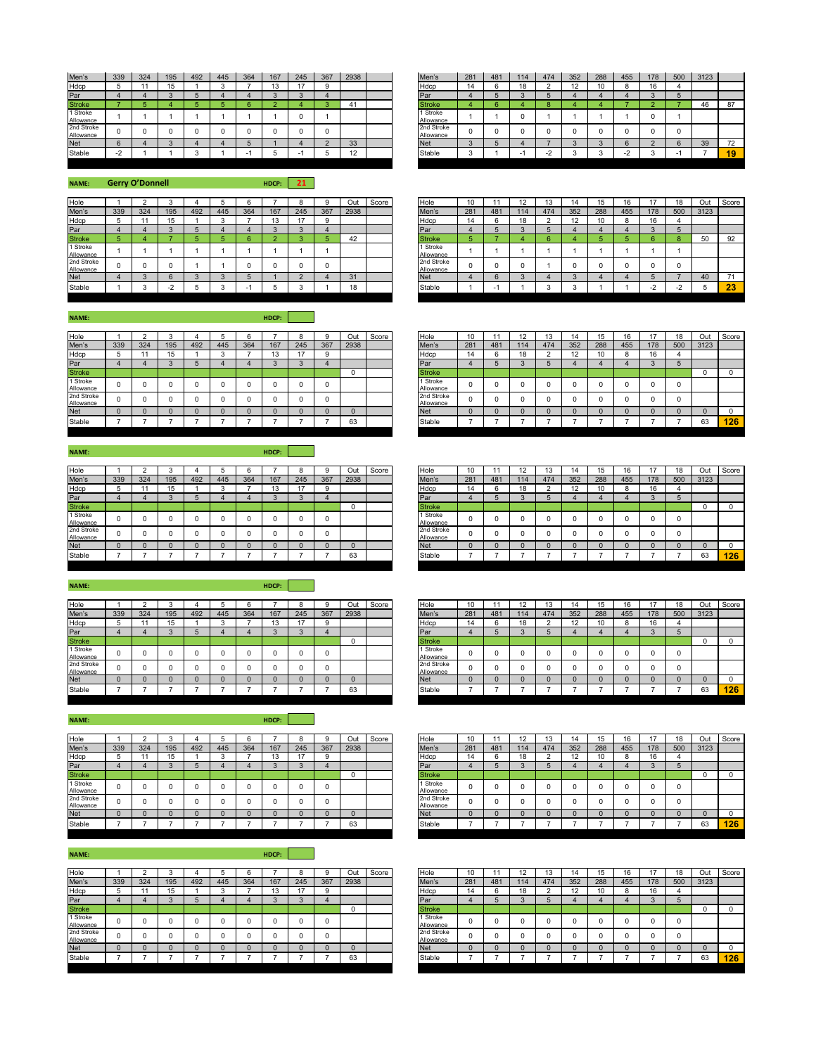| Men's | 339 | 324 | 195 | 492 | 445 | 364 | 167 | 245 | 367 | 2938 | |
|---|---|---|---|---|---|---|---|---|---|---|---|
| Hdcp | 5 | 11 | 15 | 1 | 3 | 7 | 13 | 17 | 9 | | |
| Par | 4 | 4 | 3 | 5 | 4 | 4 | 3 | 3 | 4 | | |
| Stroke | 7 | 5 | 4 | 5 | 5 | 6 | 2 | 4 | 3 | 41 | |
| 1 Stroke Allowance | 1 | 1 | 1 | 1 | 1 | 1 | 1 | 0 | 1 | | |
| 2nd Stroke Allowance | 0 | 0 | 0 | 0 | 0 | 0 | 0 | 0 | 0 | | |
| Net | 6 | 4 | 3 | 4 | 4 | 5 | 1 | 4 | 2 | 33 | |
| Stable | -2 | 1 | 1 | 3 | 1 | -1 | 5 | -1 | 5 | 12 | |

| Men's | 281 | 481 | 114 | 474 | 352 | 288 | 455 | 178 | 500 | 3123 | |
|---|---|---|---|---|---|---|---|---|---|---|---|
| Hdcp | 14 | 6 | 18 | 2 | 12 | 10 | 8 | 16 | 4 | | |
| Par | 4 | 5 | 3 | 5 | 4 | 4 | 4 | 3 | 5 | | |
| Stroke | 4 | 6 | 4 | 8 | 4 | 4 | 7 | 2 | 7 | 46 | 87 |
| 1 Stroke Allowance | 1 | 1 | 0 | 1 | 1 | 1 | 1 | 0 | 1 | | |
| 2nd Stroke Allowance | 0 | 0 | 0 | 0 | 0 | 0 | 0 | 0 | 0 | | |
| Net | 3 | 5 | 4 | 7 | 3 | 3 | 6 | 2 | 6 | 39 | 72 |
| Stable | 3 | 1 | -1 | -2 | 3 | 3 | -2 | 3 | -1 | 7 | **19** |

**NAME:** Gerry O'Donnell **HDCP:** 21

| Hole | 1 | 2 | 3 | 4 | 5 | 6 | 7 | 8 | 9 | Out | Score |
|---|---|---|---|---|---|---|---|---|---|---|---|
| Men's | 339 | 324 | 195 | 492 | 445 | 364 | 167 | 245 | 367 | 2938 | |
| Hdcp | 5 | 11 | 15 | 1 | 3 | 7 | 13 | 17 | 9 | | |
| Par | 4 | 4 | 3 | 5 | 4 | 4 | 3 | 3 | 4 | | |
| Stroke | 5 | 4 | 7 | 5 | 5 | 6 | 2 | 3 | 5 | 42 | |
| 1 Stroke Allowance | 1 | 1 | 1 | 1 | 1 | 1 | 1 | 1 | 1 | | |
| 2nd Stroke Allowance | 0 | 0 | 0 | 1 | 1 | 0 | 0 | 0 | 0 | | |
| Net | 4 | 3 | 6 | 3 | 3 | 5 | 1 | 2 | 4 | 31 | |
| Stable | 1 | 3 | -2 | 5 | 3 | -1 | 5 | 3 | 1 | 18 | |

| Hole | 10 | 11 | 12 | 13 | 14 | 15 | 16 | 17 | 18 | Out | Score |
|---|---|---|---|---|---|---|---|---|---|---|---|
| Men's | 281 | 481 | 114 | 474 | 352 | 288 | 455 | 178 | 500 | 3123 | |
| Hdcp | 14 | 6 | 18 | 2 | 12 | 10 | 8 | 16 | 4 | | |
| Par | 4 | 5 | 3 | 5 | 4 | 4 | 4 | 3 | 5 | | |
| Stroke | 5 | 7 | 4 | 6 | 4 | 5 | 5 | 6 | 8 | 50 | 92 |
| 1 Stroke Allowance | 1 | 1 | 1 | 1 | 1 | 1 | 1 | 1 | 1 | | |
| 2nd Stroke Allowance | 0 | 0 | 0 | 1 | 0 | 0 | 0 | 0 | 0 | | |
| Net | 4 | 6 | 3 | 4 | 3 | 4 | 4 | 5 | 7 | 40 | 71 |
| Stable | 1 | -1 | 1 | 3 | 3 | 1 | 1 | -2 | -2 | 5 | **23** |

**NAME:** **HDCP:**

| Hole | 1 | 2 | 3 | 4 | 5 | 6 | 7 | 8 | 9 | Out | Score |
|---|---|---|---|---|---|---|---|---|---|---|---|
| Men's | 339 | 324 | 195 | 492 | 445 | 364 | 167 | 245 | 367 | 2938 | |
| Hdcp | 5 | 11 | 15 | 1 | 3 | 7 | 13 | 17 | 9 | | |
| Par | 4 | 4 | 3 | 5 | 4 | 4 | 3 | 3 | 4 | | |
| Stroke | | | | | | | | | | 0 | |
| 1 Stroke Allowance | 0 | 0 | 0 | 0 | 0 | 0 | 0 | 0 | 0 | | |
| 2nd Stroke Allowance | 0 | 0 | 0 | 0 | 0 | 0 | 0 | 0 | 0 | | |
| Net | 0 | 0 | 0 | 0 | 0 | 0 | 0 | 0 | 0 | 0 | |
| Stable | 7 | 7 | 7 | 7 | 7 | 7 | 7 | 7 | 7 | 63 | |

| Hole | 10 | 11 | 12 | 13 | 14 | 15 | 16 | 17 | 18 | Out | Score |
|---|---|---|---|---|---|---|---|---|---|---|---|
| Men's | 281 | 481 | 114 | 474 | 352 | 288 | 455 | 178 | 500 | 3123 | |
| Hdcp | 14 | 6 | 18 | 2 | 12 | 10 | 8 | 16 | 4 | | |
| Par | 4 | 5 | 3 | 5 | 4 | 4 | 4 | 3 | 5 | | |
| Stroke | | | | | | | | | | 0 | 0 |
| 1 Stroke Allowance | 0 | 0 | 0 | 0 | 0 | 0 | 0 | 0 | 0 | | |
| 2nd Stroke Allowance | 0 | 0 | 0 | 0 | 0 | 0 | 0 | 0 | 0 | | |
| Net | 0 | 0 | 0 | 0 | 0 | 0 | 0 | 0 | 0 | 0 | 0 |
| Stable | 7 | 7 | 7 | 7 | 7 | 7 | 7 | 7 | 7 | 63 | **126** |

**NAME:** **HDCP:**

| Hole | 1 | 2 | 3 | 4 | 5 | 6 | 7 | 8 | 9 | Out | Score |
|---|---|---|---|---|---|---|---|---|---|---|---|
| Men's | 339 | 324 | 195 | 492 | 445 | 364 | 167 | 245 | 367 | 2938 | |
| Hdcp | 5 | 11 | 15 | 1 | 3 | 7 | 13 | 17 | 9 | | |
| Par | 4 | 4 | 3 | 5 | 4 | 4 | 3 | 3 | 4 | | |
| Stroke | | | | | | | | | | 0 | |
| 1 Stroke Allowance | 0 | 0 | 0 | 0 | 0 | 0 | 0 | 0 | 0 | | |
| 2nd Stroke Allowance | 0 | 0 | 0 | 0 | 0 | 0 | 0 | 0 | 0 | | |
| Net | 0 | 0 | 0 | 0 | 0 | 0 | 0 | 0 | 0 | 0 | |
| Stable | 7 | 7 | 7 | 7 | 7 | 7 | 7 | 7 | 7 | 63 | |

| Hole | 10 | 11 | 12 | 13 | 14 | 15 | 16 | 17 | 18 | Out | Score |
|---|---|---|---|---|---|---|---|---|---|---|---|
| Men's | 281 | 481 | 114 | 474 | 352 | 288 | 455 | 178 | 500 | 3123 | |
| Hdcp | 14 | 6 | 18 | 2 | 12 | 10 | 8 | 16 | 4 | | |
| Par | 4 | 5 | 3 | 5 | 4 | 4 | 4 | 3 | 5 | | |
| Stroke | | | | | | | | | | 0 | 0 |
| 1 Stroke Allowance | 0 | 0 | 0 | 0 | 0 | 0 | 0 | 0 | 0 | | |
| 2nd Stroke Allowance | 0 | 0 | 0 | 0 | 0 | 0 | 0 | 0 | 0 | | |
| Net | 0 | 0 | 0 | 0 | 0 | 0 | 0 | 0 | 0 | 0 | 0 |
| Stable | 7 | 7 | 7 | 7 | 7 | 7 | 7 | 7 | 7 | 63 | **126** |

**NAME:** **HDCP:**

| Hole | 1 | 2 | 3 | 4 | 5 | 6 | 7 | 8 | 9 | Out | Score |
|---|---|---|---|---|---|---|---|---|---|---|---|
| Men's | 339 | 324 | 195 | 492 | 445 | 364 | 167 | 245 | 367 | 2938 | |
| Hdcp | 5 | 11 | 15 | 1 | 3 | 7 | 13 | 17 | 9 | | |
| Par | 4 | 4 | 3 | 5 | 4 | 4 | 3 | 3 | 4 | | |
| Stroke | | | | | | | | | | 0 | |
| 1 Stroke Allowance | 0 | 0 | 0 | 0 | 0 | 0 | 0 | 0 | 0 | | |
| 2nd Stroke Allowance | 0 | 0 | 0 | 0 | 0 | 0 | 0 | 0 | 0 | | |
| Net | 0 | 0 | 0 | 0 | 0 | 0 | 0 | 0 | 0 | 0 | |
| Stable | 7 | 7 | 7 | 7 | 7 | 7 | 7 | 7 | 7 | 63 | |

| Hole | 10 | 11 | 12 | 13 | 14 | 15 | 16 | 17 | 18 | Out | Score |
|---|---|---|---|---|---|---|---|---|---|---|---|
| Men's | 281 | 481 | 114 | 474 | 352 | 288 | 455 | 178 | 500 | 3123 | |
| Hdcp | 14 | 6 | 18 | 2 | 12 | 10 | 8 | 16 | 4 | | |
| Par | 4 | 5 | 3 | 5 | 4 | 4 | 4 | 3 | 5 | | |
| Stroke | | | | | | | | | | 0 | 0 |
| 1 Stroke Allowance | 0 | 0 | 0 | 0 | 0 | 0 | 0 | 0 | 0 | | |
| 2nd Stroke Allowance | 0 | 0 | 0 | 0 | 0 | 0 | 0 | 0 | 0 | | |
| Net | 0 | 0 | 0 | 0 | 0 | 0 | 0 | 0 | 0 | 0 | 0 |
| Stable | 7 | 7 | 7 | 7 | 7 | 7 | 7 | 7 | 7 | 63 | **126** |

**NAME:** **HDCP:**

| Hole | 1 | 2 | 3 | 4 | 5 | 6 | 7 | 8 | 9 | Out | Score |
|---|---|---|---|---|---|---|---|---|---|---|---|
| Men's | 339 | 324 | 195 | 492 | 445 | 364 | 167 | 245 | 367 | 2938 | |
| Hdcp | 5 | 11 | 15 | 1 | 3 | 7 | 13 | 17 | 9 | | |
| Par | 4 | 4 | 3 | 5 | 4 | 4 | 3 | 3 | 4 | | |
| Stroke | | | | | | | | | | 0 | |
| 1 Stroke Allowance | 0 | 0 | 0 | 0 | 0 | 0 | 0 | 0 | 0 | | |
| 2nd Stroke Allowance | 0 | 0 | 0 | 0 | 0 | 0 | 0 | 0 | 0 | | |
| Net | 0 | 0 | 0 | 0 | 0 | 0 | 0 | 0 | 0 | 0 | |
| Stable | 7 | 7 | 7 | 7 | 7 | 7 | 7 | 7 | 7 | 63 | |

| Hole | 10 | 11 | 12 | 13 | 14 | 15 | 16 | 17 | 18 | Out | Score |
|---|---|---|---|---|---|---|---|---|---|---|---|
| Men's | 281 | 481 | 114 | 474 | 352 | 288 | 455 | 178 | 500 | 3123 | |
| Hdcp | 14 | 6 | 18 | 2 | 12 | 10 | 8 | 16 | 4 | | |
| Par | 4 | 5 | 3 | 5 | 4 | 4 | 4 | 3 | 5 | | |
| Stroke | | | | | | | | | | 0 | 0 |
| 1 Stroke Allowance | 0 | 0 | 0 | 0 | 0 | 0 | 0 | 0 | 0 | | |
| 2nd Stroke Allowance | 0 | 0 | 0 | 0 | 0 | 0 | 0 | 0 | 0 | | |
| Net | 0 | 0 | 0 | 0 | 0 | 0 | 0 | 0 | 0 | 0 | 0 |
| Stable | 7 | 7 | 7 | 7 | 7 | 7 | 7 | 7 | 7 | 63 | **126** |

**NAME:** **HDCP:**

| Hole | 1 | 2 | 3 | 4 | 5 | 6 | 7 | 8 | 9 | Out | Score |
|---|---|---|---|---|---|---|---|---|---|---|---|
| Men's | 339 | 324 | 195 | 492 | 445 | 364 | 167 | 245 | 367 | 2938 | |
| Hdcp | 5 | 11 | 15 | 1 | 3 | 7 | 13 | 17 | 9 | | |
| Par | 4 | 4 | 3 | 5 | 4 | 4 | 3 | 3 | 4 | | |
| Stroke | | | | | | | | | | 0 | |
| 1 Stroke Allowance | 0 | 0 | 0 | 0 | 0 | 0 | 0 | 0 | 0 | | |
| 2nd Stroke Allowance | 0 | 0 | 0 | 0 | 0 | 0 | 0 | 0 | 0 | | |
| Net | 0 | 0 | 0 | 0 | 0 | 0 | 0 | 0 | 0 | 0 | |
| Stable | 7 | 7 | 7 | 7 | 7 | 7 | 7 | 7 | 7 | 63 | |

| Hole | 10 | 11 | 12 | 13 | 14 | 15 | 16 | 17 | 18 | Out | Score |
|---|---|---|---|---|---|---|---|---|---|---|---|
| Men's | 281 | 481 | 114 | 474 | 352 | 288 | 455 | 178 | 500 | 3123 | |
| Hdcp | 14 | 6 | 18 | 2 | 12 | 10 | 8 | 16 | 4 | | |
| Par | 4 | 5 | 3 | 5 | 4 | 4 | 4 | 3 | 5 | | |
| Stroke | | | | | | | | | | 0 | 0 |
| 1 Stroke Allowance | 0 | 0 | 0 | 0 | 0 | 0 | 0 | 0 | 0 | | |
| 2nd Stroke Allowance | 0 | 0 | 0 | 0 | 0 | 0 | 0 | 0 | 0 | | |
| Net | 0 | 0 | 0 | 0 | 0 | 0 | 0 | 0 | 0 | 0 | 0 |
| Stable | 7 | 7 | 7 | 7 | 7 | 7 | 7 | 7 | 7 | 63 | **126** |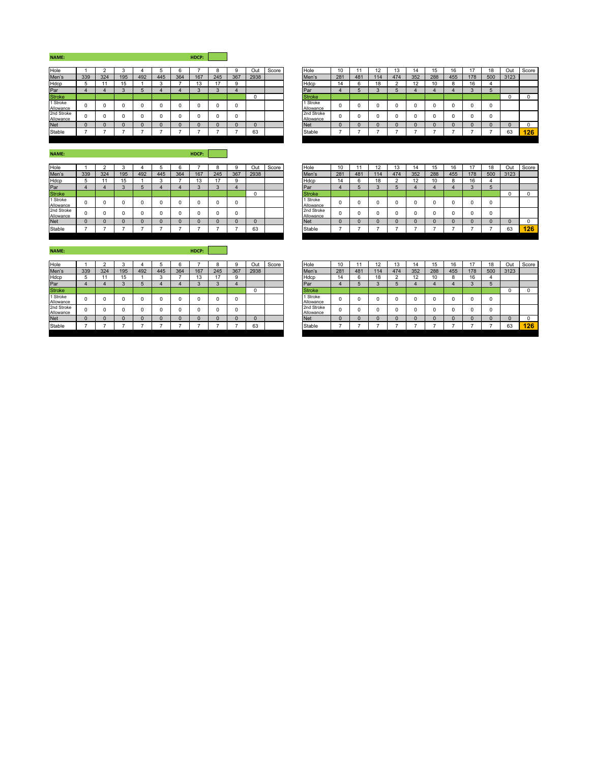**NAME:** HDCP:

| Hole | 1 | 2 | 3 | 4 | 5 | 6 | 7 | 8 | 9 | Out | Score |
|---|---|---|---|---|---|---|---|---|---|---|---|
| Men's | 339 | 324 | 195 | 492 | 445 | 364 | 167 | 245 | 367 | 2938 | |
| Hdcp | 5 | 11 | 15 | 1 | 3 | 7 | 13 | 17 | 9 | | |
| Par | 4 | 4 | 3 | 5 | 4 | 4 | 3 | 3 | 4 | | |
| Stroke | | | | | | | | | | 0 | |
| 1 Stroke Allowance | 0 | 0 | 0 | 0 | 0 | 0 | 0 | 0 | 0 | | |
| 2nd Stroke Allowance | 0 | 0 | 0 | 0 | 0 | 0 | 0 | 0 | 0 | | |
| Net | 0 | 0 | 0 | 0 | 0 | 0 | 0 | 0 | 0 | 0 | |
| Stable | 7 | 7 | 7 | 7 | 7 | 7 | 7 | 7 | 7 | 63 | |

| Hole | 10 | 11 | 12 | 13 | 14 | 15 | 16 | 17 | 18 | Out | Score |
|---|---|---|---|---|---|---|---|---|---|---|---|
| Men's | 281 | 481 | 114 | 474 | 352 | 288 | 455 | 178 | 500 | 3123 | |
| Hdcp | 14 | 6 | 18 | 2 | 12 | 10 | 8 | 16 | 4 | | |
| Par | 4 | 5 | 3 | 5 | 4 | 4 | 4 | 3 | 5 | | |
| Stroke | | | | | | | | | | 0 | 0 |
| 1 Stroke Allowance | 0 | 0 | 0 | 0 | 0 | 0 | 0 | 0 | 0 | | |
| 2nd Stroke Allowance | 0 | 0 | 0 | 0 | 0 | 0 | 0 | 0 | 0 | | |
| Net | 0 | 0 | 0 | 0 | 0 | 0 | 0 | 0 | 0 | 0 | 0 |
| Stable | 7 | 7 | 7 | 7 | 7 | 7 | 7 | 7 | 7 | 63 | **126** |

**NAME:** HDCP:

| Hole | 1 | 2 | 3 | 4 | 5 | 6 | 7 | 8 | 9 | Out | Score |
|---|---|---|---|---|---|---|---|---|---|---|---|
| Men's | 339 | 324 | 195 | 492 | 445 | 364 | 167 | 245 | 367 | 2938 | |
| Hdcp | 5 | 11 | 15 | 1 | 3 | 7 | 13 | 17 | 9 | | |
| Par | 4 | 4 | 3 | 5 | 4 | 4 | 3 | 3 | 4 | | |
| Stroke | | | | | | | | | | 0 | |
| 1 Stroke Allowance | 0 | 0 | 0 | 0 | 0 | 0 | 0 | 0 | 0 | | |
| 2nd Stroke Allowance | 0 | 0 | 0 | 0 | 0 | 0 | 0 | 0 | 0 | | |
| Net | 0 | 0 | 0 | 0 | 0 | 0 | 0 | 0 | 0 | 0 | |
| Stable | 7 | 7 | 7 | 7 | 7 | 7 | 7 | 7 | 7 | 63 | |

| Hole | 10 | 11 | 12 | 13 | 14 | 15 | 16 | 17 | 18 | Out | Score |
|---|---|---|---|---|---|---|---|---|---|---|---|
| Men's | 281 | 481 | 114 | 474 | 352 | 288 | 455 | 178 | 500 | 3123 | |
| Hdcp | 14 | 6 | 18 | 2 | 12 | 10 | 8 | 16 | 4 | | |
| Par | 4 | 5 | 3 | 5 | 4 | 4 | 4 | 3 | 5 | | |
| Stroke | | | | | | | | | | 0 | 0 |
| 1 Stroke Allowance | 0 | 0 | 0 | 0 | 0 | 0 | 0 | 0 | 0 | | |
| 2nd Stroke Allowance | 0 | 0 | 0 | 0 | 0 | 0 | 0 | 0 | 0 | | |
| Net | 0 | 0 | 0 | 0 | 0 | 0 | 0 | 0 | 0 | 0 | 0 |
| Stable | 7 | 7 | 7 | 7 | 7 | 7 | 7 | 7 | 7 | 63 | **126** |

**NAME:** HDCP:

| Hole | 1 | 2 | 3 | 4 | 5 | 6 | 7 | 8 | 9 | Out | Score |
|---|---|---|---|---|---|---|---|---|---|---|---|
| Men's | 339 | 324 | 195 | 492 | 445 | 364 | 167 | 245 | 367 | 2938 | |
| Hdcp | 5 | 11 | 15 | 1 | 3 | 7 | 13 | 17 | 9 | | |
| Par | 4 | 4 | 3 | 5 | 4 | 4 | 3 | 3 | 4 | | |
| Stroke | | | | | | | | | | 0 | |
| 1 Stroke Allowance | 0 | 0 | 0 | 0 | 0 | 0 | 0 | 0 | 0 | | |
| 2nd Stroke Allowance | 0 | 0 | 0 | 0 | 0 | 0 | 0 | 0 | 0 | | |
| Net | 0 | 0 | 0 | 0 | 0 | 0 | 0 | 0 | 0 | 0 | |
| Stable | 7 | 7 | 7 | 7 | 7 | 7 | 7 | 7 | 7 | 63 | |

| Hole | 10 | 11 | 12 | 13 | 14 | 15 | 16 | 17 | 18 | Out | Score |
|---|---|---|---|---|---|---|---|---|---|---|---|
| Men's | 281 | 481 | 114 | 474 | 352 | 288 | 455 | 178 | 500 | 3123 | |
| Hdcp | 14 | 6 | 18 | 2 | 12 | 10 | 8 | 16 | 4 | | |
| Par | 4 | 5 | 3 | 5 | 4 | 4 | 4 | 3 | 5 | | |
| Stroke | | | | | | | | | | 0 | 0 |
| 1 Stroke Allowance | 0 | 0 | 0 | 0 | 0 | 0 | 0 | 0 | 0 | | |
| 2nd Stroke Allowance | 0 | 0 | 0 | 0 | 0 | 0 | 0 | 0 | 0 | | |
| Net | 0 | 0 | 0 | 0 | 0 | 0 | 0 | 0 | 0 | 0 | 0 |
| Stable | 7 | 7 | 7 | 7 | 7 | 7 | 7 | 7 | 7 | 63 | **126** |